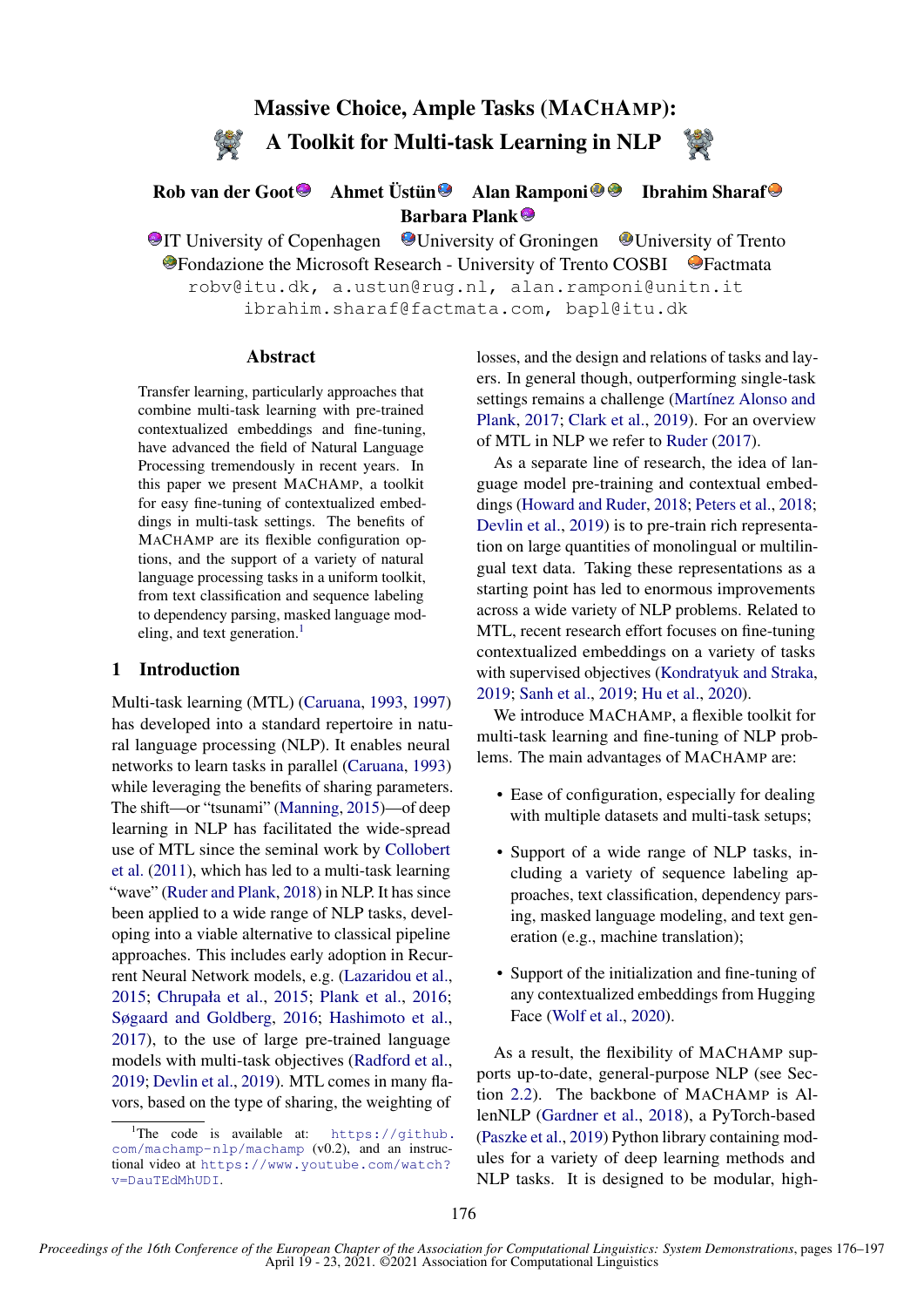# Massive Choice, Ample Tasks (MaChAmp): A Toolkit for Multi-task Learning in NLP

**Rob van der Goot** **Ahmet Üstün** **Alan Ramponi** **Ibrahim Sharaf**
**Barbara Plank**

IT University of Copenhagen   University of Groningen   University of Trento
Fondazione the Microsoft Research - University of Trento COSBI   Factmata

robv@itu.dk, a.ustun@rug.nl, alan.ramponi@unitn.it
ibrahim.sharaf@factmata.com, bapl@itu.dk

## Abstract

Transfer learning, particularly approaches that combine multi-task learning with pre-trained contextualized embeddings and fine-tuning, have advanced the field of Natural Language Processing tremendously in recent years. In this paper we present MaChAmp, a toolkit for easy fine-tuning of contextualized embeddings in multi-task settings. The benefits of MaChAmp are its flexible configuration options, and the support of a variety of natural language processing tasks in a uniform toolkit, from text classification and sequence labeling to dependency parsing, masked language modeling, and text generation.[1]

## 1 Introduction

Multi-task learning (MTL) (Caruana, 1993, 1997) has developed into a standard repertoire in natural language processing (NLP). It enables neural networks to learn tasks in parallel (Caruana, 1993) while leveraging the benefits of sharing parameters. The shift—or "tsunami" (Manning, 2015)—of deep learning in NLP has facilitated the wide-spread use of MTL since the seminal work by Collobert et al. (2011), which has led to a multi-task learning "wave" (Ruder and Plank, 2018) in NLP. It has since been applied to a wide range of NLP tasks, developing into a viable alternative to classical pipeline approaches. This includes early adoption in Recurrent Neural Network models, e.g. (Lazaridou et al., 2015; Chrupała et al., 2015; Plank et al., 2016; Søgaard and Goldberg, 2016; Hashimoto et al., 2017), to the use of large pre-trained language models with multi-task objectives (Radford et al., 2019; Devlin et al., 2019). MTL comes in many flavors, based on the type of sharing, the weighting of losses, and the design and relations of tasks and layers. In general though, outperforming single-task settings remains a challenge (Martínez Alonso and Plank, 2017; Clark et al., 2019). For an overview of MTL in NLP we refer to Ruder (2017).

As a separate line of research, the idea of language model pre-training and contextual embeddings (Howard and Ruder, 2018; Peters et al., 2018; Devlin et al., 2019) is to pre-train rich representation on large quantities of monolingual or multilingual text data. Taking these representations as a starting point has led to enormous improvements across a wide variety of NLP problems. Related to MTL, recent research effort focuses on fine-tuning contextualized embeddings on a variety of tasks with supervised objectives (Kondratyuk and Straka, 2019; Sanh et al., 2019; Hu et al., 2020).

We introduce MaChAmp, a flexible toolkit for multi-task learning and fine-tuning of NLP problems. The main advantages of MaChAmp are:

- Ease of configuration, especially for dealing with multiple datasets and multi-task setups;
- Support of a wide range of NLP tasks, including a variety of sequence labeling approaches, text classification, dependency parsing, masked language modeling, and text generation (e.g., machine translation);
- Support of the initialization and fine-tuning of any contextualized embeddings from Hugging Face (Wolf et al., 2020).

As a result, the flexibility of MaChAmp supports up-to-date, general-purpose NLP (see Section 2.2). The backbone of MaChAmp is AllenNLP (Gardner et al., 2018), a PyTorch-based (Paszke et al., 2019) Python library containing modules for a variety of deep learning methods and NLP tasks. It is designed to be modular, high-

[1]The code is available at: https://github.com/machamp-nlp/machamp (v0.2), and an instructional video at https://www.youtube.com/watch?v=DauTEdMhUDI.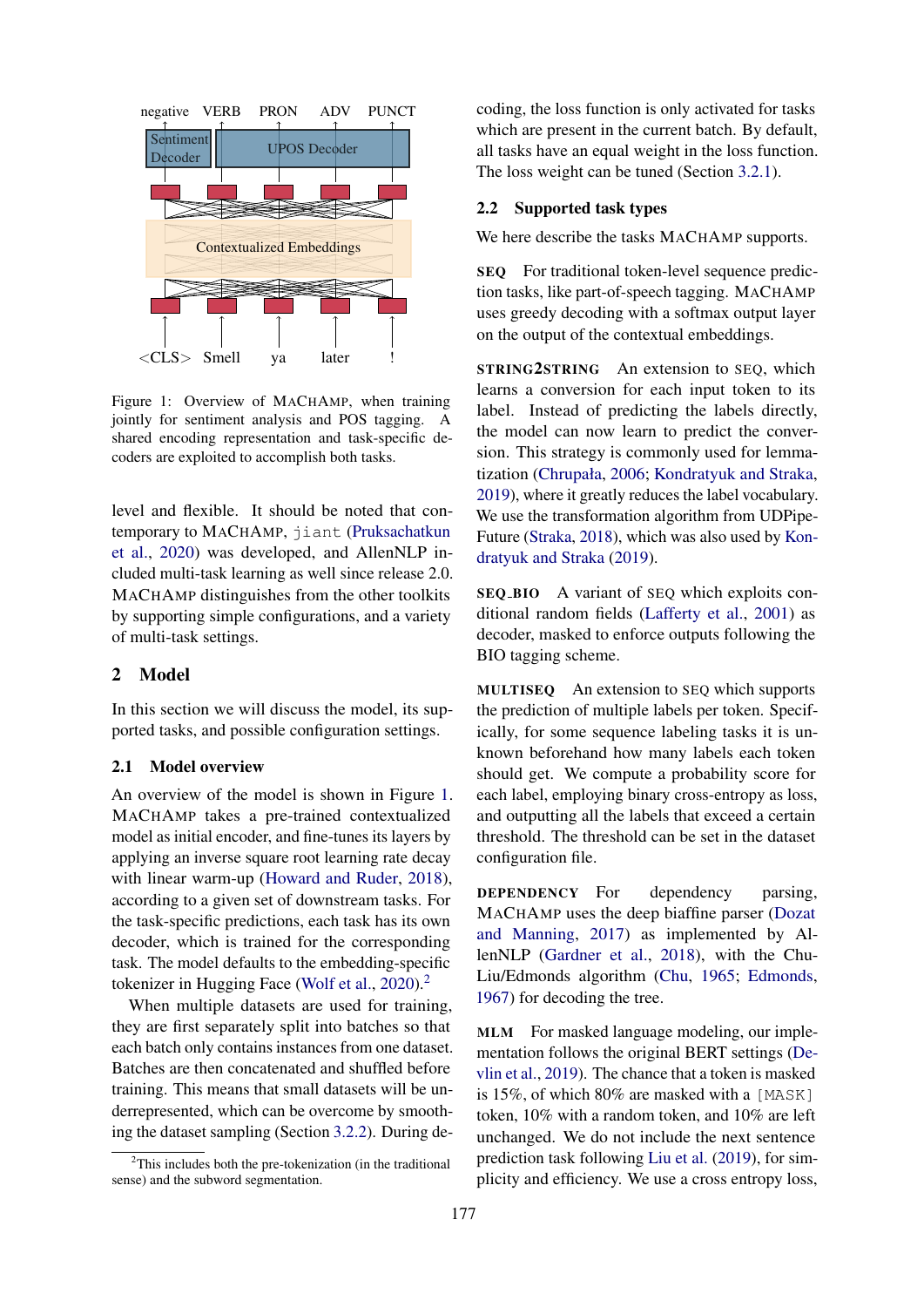Figure 1: Overview of MACHAMP, when training jointly for sentiment analysis and POS tagging. A shared encoding representation and task-specific decoders are exploited to accomplish both tasks.

level and flexible. It should be noted that contemporary to MACHAMP, `jiant` (Pruksachatkun et al., 2020) was developed, and AllenNLP included multi-task learning as well since release 2.0. MACHAMP distinguishes from the other toolkits by supporting simple configurations, and a variety of multi-task settings.

## 2 Model

In this section we will discuss the model, its supported tasks, and possible configuration settings.

### 2.1 Model overview

An overview of the model is shown in Figure 1. MACHAMP takes a pre-trained contextualized model as initial encoder, and fine-tunes its layers by applying an inverse square root learning rate decay with linear warm-up (Howard and Ruder, 2018), according to a given set of downstream tasks. For the task-specific predictions, each task has its own decoder, which is trained for the corresponding task. The model defaults to the embedding-specific tokenizer in Hugging Face (Wolf et al., 2020).[2]

When multiple datasets are used for training, they are first separately split into batches so that each batch only contains instances from one dataset. Batches are then concatenated and shuffled before training. This means that small datasets will be underrepresented, which can be overcome by smoothing the dataset sampling (Section 3.2.2). During decoding, the loss function is only activated for tasks which are present in the current batch. By default, all tasks have an equal weight in the loss function. The loss weight can be tuned (Section 3.2.1).

[2] This includes both the pre-tokenization (in the traditional sense) and the subword segmentation.

### 2.2 Supported task types

We here describe the tasks MACHAMP supports.

**SEQ** For traditional token-level sequence prediction tasks, like part-of-speech tagging. MACHAMP uses greedy decoding with a softmax output layer on the output of the contextual embeddings.

**STRING2STRING** An extension to SEQ, which learns a conversion for each input token to its label. Instead of predicting the labels directly, the model can now learn to predict the conversion. This strategy is commonly used for lemmatization (Chrupała, 2006; Kondratyuk and Straka, 2019), where it greatly reduces the label vocabulary. We use the transformation algorithm from UDPipe-Future (Straka, 2018), which was also used by Kondratyuk and Straka (2019).

**SEQ_BIO** A variant of SEQ which exploits conditional random fields (Lafferty et al., 2001) as decoder, masked to enforce outputs following the BIO tagging scheme.

**MULTISEQ** An extension to SEQ which supports the prediction of multiple labels per token. Specifically, for some sequence labeling tasks it is unknown beforehand how many labels each token should get. We compute a probability score for each label, employing binary cross-entropy as loss, and outputting all the labels that exceed a certain threshold. The threshold can be set in the dataset configuration file.

**DEPENDENCY** For dependency parsing, MACHAMP uses the deep biaffine parser (Dozat and Manning, 2017) as implemented by AllenNLP (Gardner et al., 2018), with the Chu-Liu/Edmonds algorithm (Chu, 1965; Edmonds, 1967) for decoding the tree.

**MLM** For masked language modeling, our implementation follows the original BERT settings (Devlin et al., 2019). The chance that a token is masked is 15%, of which 80% are masked with a `[MASK]` token, 10% with a random token, and 10% are left unchanged. We do not include the next sentence prediction task following Liu et al. (2019), for simplicity and efficiency. We use a cross entropy loss,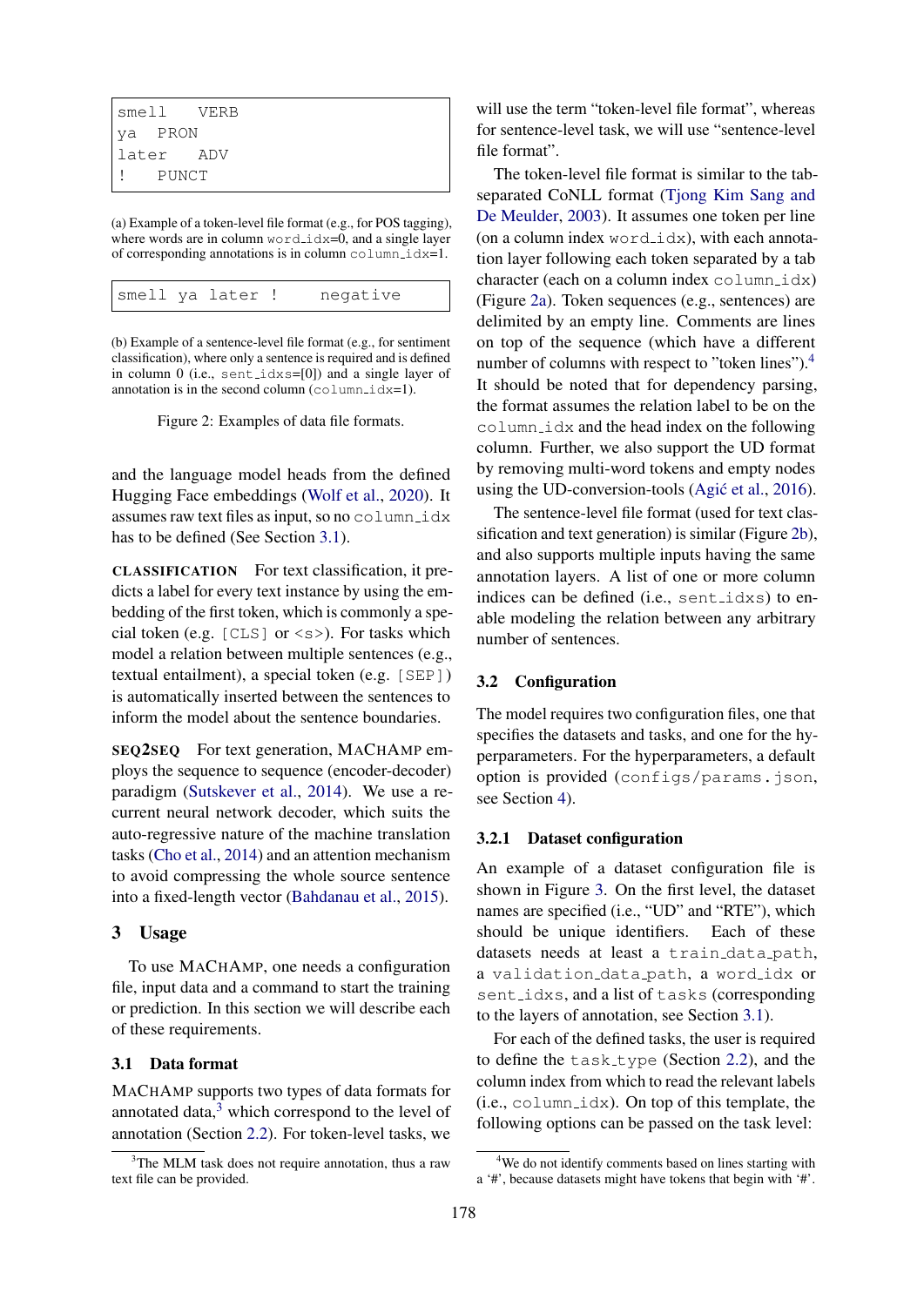```
smell	VERB
ya	PRON
later	ADV
!	PUNCT
```

(a) Example of a token-level file format (e.g., for POS tagging), where words are in column word_idx=0, and a single layer of corresponding annotations is in column column_idx=1.

```
smell ya later !	negative
```

(b) Example of a sentence-level file format (e.g., for sentiment classification), where only a sentence is required and is defined in column 0 (i.e., sent_idxs=[0]) and a single layer of annotation is in the second column (column_idx=1).

Figure 2: Examples of data file formats.

and the language model heads from the defined Hugging Face embeddings (Wolf et al., 2020). It assumes raw text files as input, so no column_idx has to be defined (See Section 3.1).

**CLASSIFICATION** For text classification, it predicts a label for every text instance by using the embedding of the first token, which is commonly a special token (e.g. [CLS] or <s>). For tasks which model a relation between multiple sentences (e.g., textual entailment), a special token (e.g. [SEP]) is automatically inserted between the sentences to inform the model about the sentence boundaries.

**SEQ2SEQ** For text generation, MACHAMP employs the sequence to sequence (encoder-decoder) paradigm (Sutskever et al., 2014). We use a recurrent neural network decoder, which suits the auto-regressive nature of the machine translation tasks (Cho et al., 2014) and an attention mechanism to avoid compressing the whole source sentence into a fixed-length vector (Bahdanau et al., 2015).

# 3 Usage

To use MACHAMP, one needs a configuration file, input data and a command to start the training or prediction. In this section we will describe each of these requirements.

## 3.1 Data format

MACHAMP supports two types of data formats for annotated data,[3] which correspond to the level of annotation (Section 2.2). For token-level tasks, we will use the term "token-level file format", whereas for sentence-level task, we will use "sentence-level file format".

The token-level file format is similar to the tab-separated CoNLL format (Tjong Kim Sang and De Meulder, 2003). It assumes one token per line (on a column index word_idx), with each annotation layer following each token separated by a tab character (each on a column index column_idx) (Figure 2a). Token sequences (e.g., sentences) are delimited by an empty line. Comments are lines on top of the sequence (which have a different number of columns with respect to "token lines").[4] It should be noted that for dependency parsing, the format assumes the relation label to be on the column_idx and the head index on the following column. Further, we also support the UD format by removing multi-word tokens and empty nodes using the UD-conversion-tools (Agić et al., 2016).

The sentence-level file format (used for text classification and text generation) is similar (Figure 2b), and also supports multiple inputs having the same annotation layers. A list of one or more column indices can be defined (i.e., sent_idxs) to enable modeling the relation between any arbitrary number of sentences.

## 3.2 Configuration

The model requires two configuration files, one that specifies the datasets and tasks, and one for the hyperparameters. For the hyperparameters, a default option is provided (configs/params.json, see Section 4).

### 3.2.1 Dataset configuration

An example of a dataset configuration file is shown in Figure 3. On the first level, the dataset names are specified (i.e., "UD" and "RTE"), which should be unique identifiers. Each of these datasets needs at least a train_data_path, a validation_data_path, a word_idx or sent_idxs, and a list of tasks (corresponding to the layers of annotation, see Section 3.1).

For each of the defined tasks, the user is required to define the task_type (Section 2.2), and the column index from which to read the relevant labels (i.e., column_idx). On top of this template, the following options can be passed on the task level:

[3] The MLM task does not require annotation, thus a raw text file can be provided.

[4] We do not identify comments based on lines starting with a '#', because datasets might have tokens that begin with '#'.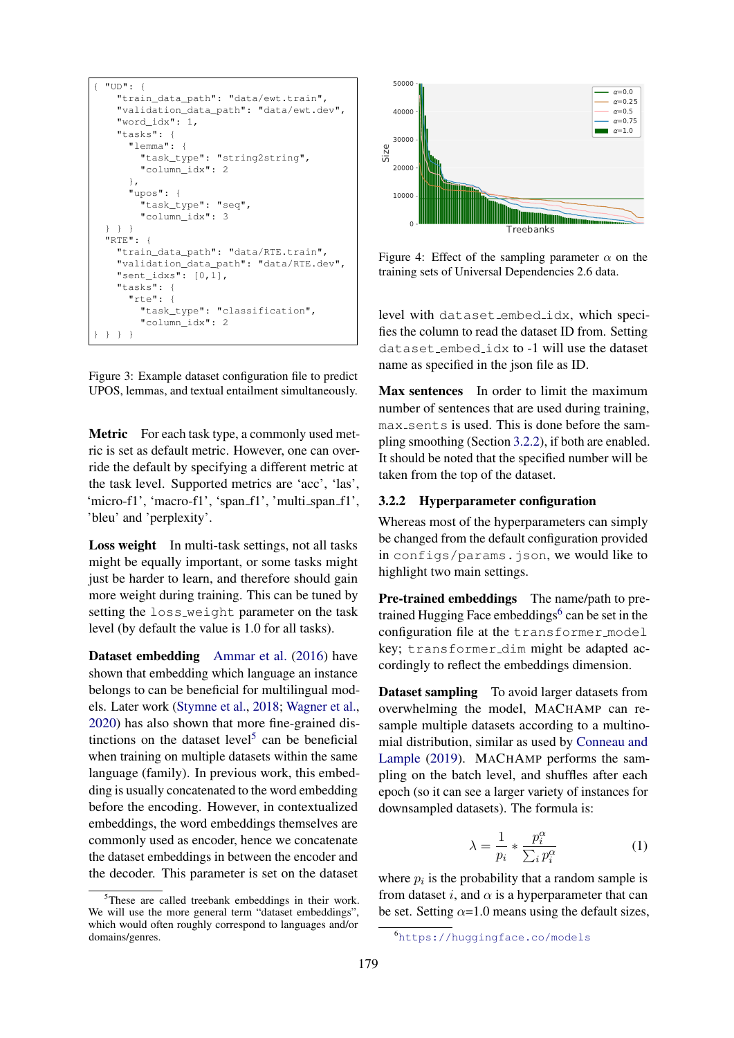```
{ "UD": {
    "train_data_path": "data/ewt.train",
    "validation_data_path": "data/ewt.dev",
    "word_idx": 1,
    "tasks": {
      "lemma": {
        "task_type": "string2string",
        "column_idx": 2
      },
      "upos": {
        "task_type": "seq",
        "column_idx": 3
  } } }
  "RTE": {
    "train_data_path": "data/RTE.train",
    "validation_data_path": "data/RTE.dev",
    "sent_idxs": [0,1],
    "tasks": {
      "rte": {
        "task_type": "classification",
        "column_idx": 2
} } } }
```

Figure 3: Example dataset configuration file to predict UPOS, lemmas, and textual entailment simultaneously.

**Metric** For each task type, a commonly used metric is set as default metric. However, one can override the default by specifying a different metric at the task level. Supported metrics are 'acc', 'las', 'micro-f1', 'macro-f1', 'span_f1', 'multi_span_f1', 'bleu' and 'perplexity'.

**Loss weight** In multi-task settings, not all tasks might be equally important, or some tasks might just be harder to learn, and therefore should gain more weight during training. This can be tuned by setting the `loss_weight` parameter on the task level (by default the value is 1.0 for all tasks).

**Dataset embedding** Ammar et al. (2016) have shown that embedding which language an instance belongs to can be beneficial for multilingual models. Later work (Stymne et al., 2018; Wagner et al., 2020) has also shown that more fine-grained distinctions on the dataset level[5] can be beneficial when training on multiple datasets within the same language (family). In previous work, this embedding is usually concatenated to the word embedding before the encoding. However, in contextualized embeddings, the word embeddings themselves are commonly used as encoder, hence we concatenate the dataset embeddings in between the encoder and the decoder. This parameter is set on the dataset level with `dataset_embed_idx`, which specifies the column to read the dataset ID from. Setting `dataset_embed_idx` to -1 will use the dataset name as specified in the json file as ID.

[5]These are called treebank embeddings in their work. We will use the more general term "dataset embeddings", which would often roughly correspond to languages and/or domains/genres.

Figure 4: Effect of the sampling parameter $\alpha$ on the training sets of Universal Dependencies 2.6 data.

**Max sentences** In order to limit the maximum number of sentences that are used during training, `max_sents` is used. This is done before the sampling smoothing (Section 3.2.2), if both are enabled. It should be noted that the specified number will be taken from the top of the dataset.

### 3.2.2 Hyperparameter configuration

Whereas most of the hyperparameters can simply be changed from the default configuration provided in `configs/params.json`, we would like to highlight two main settings.

**Pre-trained embeddings** The name/path to pre-trained Hugging Face embeddings[6] can be set in the configuration file at the `transformer_model` key; `transformer_dim` might be adapted accordingly to reflect the embeddings dimension.

**Dataset sampling** To avoid larger datasets from overwhelming the model, MaChAmp can re-sample multiple datasets according to a multinomial distribution, similar as used by Conneau and Lample (2019). MaChAmp performs the sampling on the batch level, and shuffles after each epoch (so it can see a larger variety of instances for downsampled datasets). The formula is:

$$\lambda = \frac{1}{p_i} * \frac{p_i^\alpha}{\sum_i p_i^\alpha} \qquad (1)$$

where $p_i$ is the probability that a random sample is from dataset $i$, and $\alpha$ is a hyperparameter that can be set. Setting $\alpha$=1.0 means using the default sizes,

[6]https://huggingface.co/models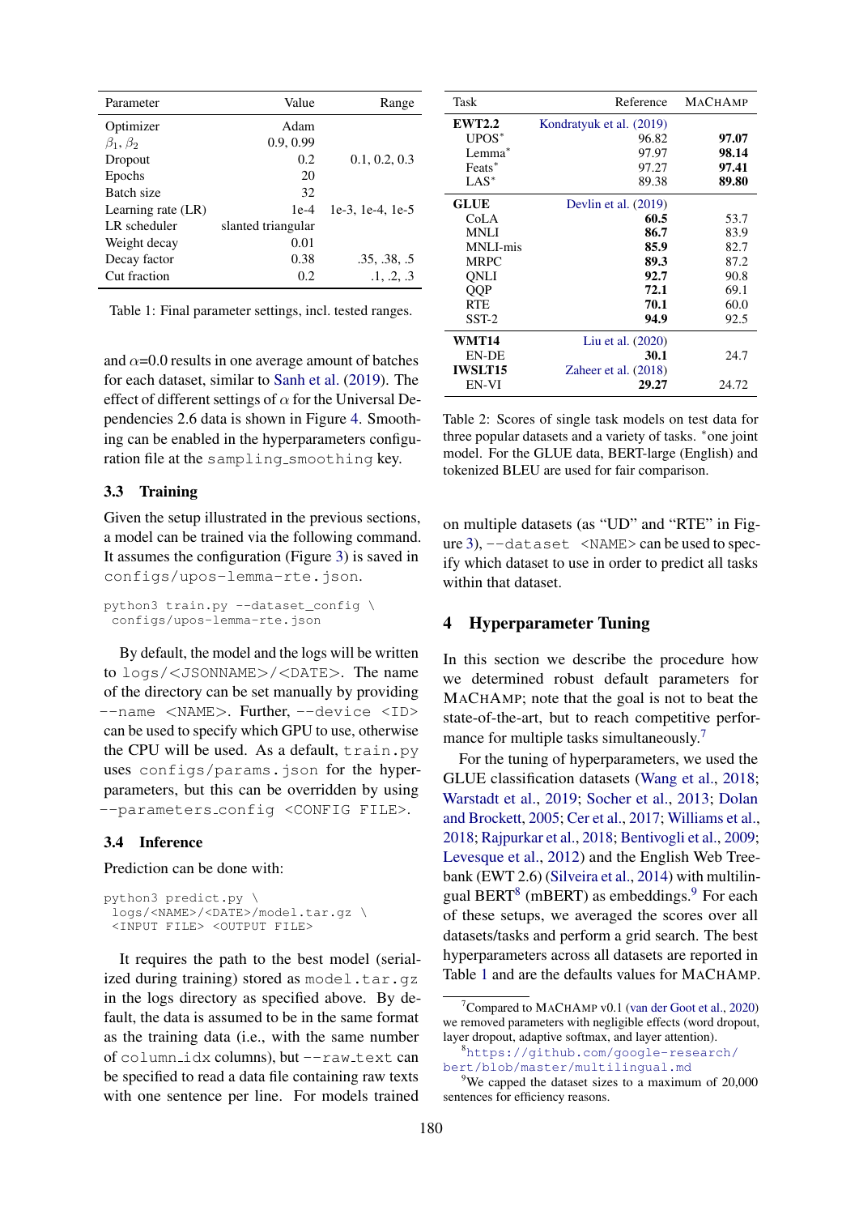| Parameter | Value | Range |
|---|---|---|
| Optimizer | Adam | |
| $\beta_1, \beta_2$ | 0.9, 0.99 | |
| Dropout | 0.2 | 0.1, 0.2, 0.3 |
| Epochs | 20 | |
| Batch size | 32 | |
| Learning rate (LR) | 1e-4 | 1e-3, 1e-4, 1e-5 |
| LR scheduler | slanted triangular | |
| Weight decay | 0.01 | |
| Decay factor | 0.38 | .35, .38, .5 |
| Cut fraction | 0.2 | .1, .2, .3 |

Table 1: Final parameter settings, incl. tested ranges.

and $\alpha$=0.0 results in one average amount of batches for each dataset, similar to Sanh et al. (2019). The effect of different settings of $\alpha$ for the Universal Dependencies 2.6 data is shown in Figure 4. Smoothing can be enabled in the hyperparameters configuration file at the `sampling_smoothing` key.

### 3.3 Training

Given the setup illustrated in the previous sections, a model can be trained via the following command. It assumes the configuration (Figure 3) is saved in `configs/upos-lemma-rte.json`.

```
python3 train.py --dataset_config \
 configs/upos-lemma-rte.json
```

By default, the model and the logs will be written to `logs/<JSONNAME>/<DATE>`. The name of the directory can be set manually by providing `--name <NAME>`. Further, `--device <ID>` can be used to specify which GPU to use, otherwise the CPU will be used. As a default, `train.py` uses `configs/params.json` for the hyperparameters, but this can be overridden by using `--parameters_config <CONFIG FILE>`.

### 3.4 Inference

Prediction can be done with:

```
python3 predict.py \
 logs/<NAME>/<DATE>/model.tar.gz \
 <INPUT FILE> <OUTPUT FILE>
```

It requires the path to the best model (serialized during training) stored as `model.tar.gz` in the logs directory as specified above. By default, the data is assumed to be in the same format as the training data (i.e., with the same number of `column_idx` columns), but `--raw_text` can be specified to read a data file containing raw texts with one sentence per line. For models trained on multiple datasets (as "UD" and "RTE" in Figure 3), `--dataset <NAME>` can be used to specify which dataset to use in order to predict all tasks within that dataset.

| Task | Reference | MaChAmp |
|---|---|---|
| **EWT2.2** | Kondratyuk et al. (2019) | |
| UPOS* | 96.82 | **97.07** |
| Lemma* | 97.97 | **98.14** |
| Feats* | 97.27 | **97.41** |
| LAS* | 89.38 | **89.80** |
| **GLUE** | Devlin et al. (2019) | |
| CoLA | **60.5** | 53.7 |
| MNLI | **86.7** | 83.9 |
| MNLI-mis | **85.9** | 82.7 |
| MRPC | **89.3** | 87.2 |
| QNLI | **92.7** | 90.8 |
| QQP | **72.1** | 69.1 |
| RTE | **70.1** | 60.0 |
| SST-2 | **94.9** | 92.5 |
| **WMT14** | Liu et al. (2020) | |
| EN-DE | **30.1** | 24.7 |
| **IWSLT15** | Zaheer et al. (2018) | |
| EN-VI | **29.27** | 24.72 |

Table 2: Scores of single task models on test data for three popular datasets and a variety of tasks. *one joint model. For the GLUE data, BERT-large (English) and tokenized BLEU are used for fair comparison.

## 4 Hyperparameter Tuning

In this section we describe the procedure how we determined robust default parameters for MaChAmp; note that the goal is not to beat the state-of-the-art, but to reach competitive performance for multiple tasks simultaneously.[7]

For the tuning of hyperparameters, we used the GLUE classification datasets (Wang et al., 2018; Warstadt et al., 2019; Socher et al., 2013; Dolan and Brockett, 2005; Cer et al., 2017; Williams et al., 2018; Rajpurkar et al., 2018; Bentivogli et al., 2009; Levesque et al., 2012) and the English Web Treebank (EWT 2.6) (Silveira et al., 2014) with multilingual BERT[8] (mBERT) as embeddings.[9] For each of these setups, we averaged the scores over all datasets/tasks and perform a grid search. The best hyperparameters across all datasets are reported in Table 1 and are the defaults values for MaChAmp.

[7] Compared to MaChAmp v0.1 (van der Goot et al., 2020) we removed parameters with negligible effects (word dropout, layer dropout, adaptive softmax, and layer attention).

[8] https://github.com/google-research/bert/blob/master/multilingual.md

[9] We capped the dataset sizes to a maximum of 20,000 sentences for efficiency reasons.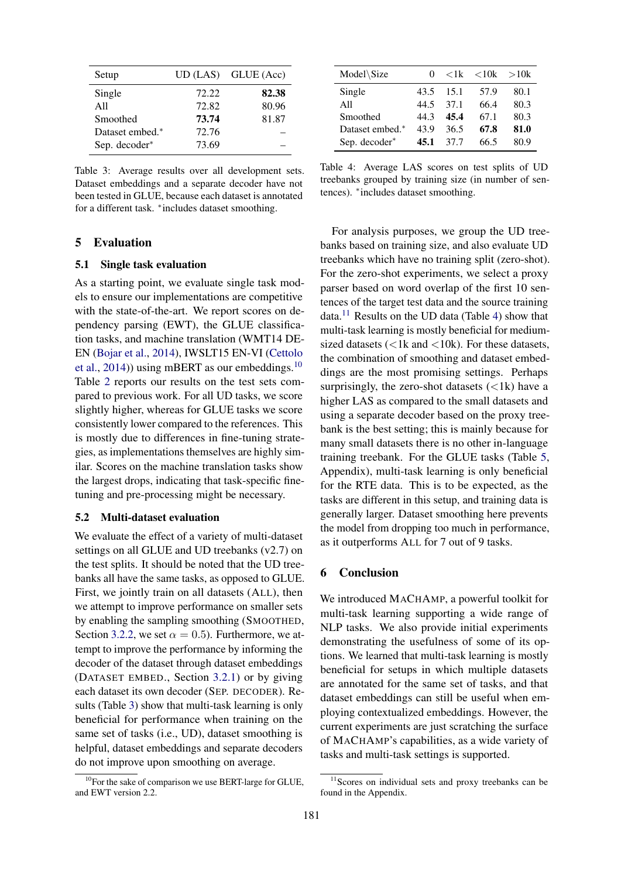| Setup | UD (LAS) | GLUE (Acc) |
|---|---|---|
| Single | 72.22 | **82.38** |
| All | 72.82 | 80.96 |
| Smoothed | **73.74** | 81.87 |
| Dataset embed.* | 72.76 | – |
| Sep. decoder* | 73.69 | – |

Table 3: Average results over all development sets. Dataset embeddings and a separate decoder have not been tested in GLUE, because each dataset is annotated for a different task. *includes dataset smoothing.

## 5 Evaluation

### 5.1 Single task evaluation

As a starting point, we evaluate single task models to ensure our implementations are competitive with the state-of-the-art. We report scores on dependency parsing (EWT), the GLUE classification tasks, and machine translation (WMT14 DE-EN (Bojar et al., 2014), IWSLT15 EN-VI (Cettolo et al., 2014)) using mBERT as our embeddings.[10] Table 2 reports our results on the test sets compared to previous work. For all UD tasks, we score slightly higher, whereas for GLUE tasks we score consistently lower compared to the references. This is mostly due to differences in fine-tuning strategies, as implementations themselves are highly similar. Scores on the machine translation tasks show the largest drops, indicating that task-specific fine-tuning and pre-processing might be necessary.

### 5.2 Multi-dataset evaluation

We evaluate the effect of a variety of multi-dataset settings on all GLUE and UD treebanks (v2.7) on the test splits. It should be noted that the UD treebanks all have the same tasks, as opposed to GLUE. First, we jointly train on all datasets (ALL), then we attempt to improve performance on smaller sets by enabling the sampling smoothing (SMOOTHED, Section 3.2.2, we set $\alpha = 0.5$). Furthermore, we attempt to improve the performance by informing the decoder of the dataset through dataset embeddings (DATASET EMBED., Section 3.2.1) or by giving each dataset its own decoder (SEP. DECODER). Results (Table 3) show that multi-task learning is only beneficial for performance when training on the same set of tasks (i.e., UD), dataset smoothing is helpful, dataset embeddings and separate decoders do not improve upon smoothing on average.

[10]For the sake of comparison we use BERT-large for GLUE, and EWT version 2.2.

| Model\Size | 0 | <1k | <10k | >10k |
|---|---|---|---|---|
| Single | 43.5 | 15.1 | 57.9 | 80.1 |
| All | 44.5 | 37.1 | 66.4 | 80.3 |
| Smoothed | 44.3 | **45.4** | 67.1 | 80.3 |
| Dataset embed.* | 43.9 | 36.5 | **67.8** | **81.0** |
| Sep. decoder* | **45.1** | 37.7 | 66.5 | 80.9 |

Table 4: Average LAS scores on test splits of UD treebanks grouped by training size (in number of sentences). *includes dataset smoothing.

For analysis purposes, we group the UD treebanks based on training size, and also evaluate UD treebanks which have no training split (zero-shot). For the zero-shot experiments, we select a proxy parser based on word overlap of the first 10 sentences of the target test data and the source training data.[11] Results on the UD data (Table 4) show that multi-task learning is mostly beneficial for medium-sized datasets (<1k and <10k). For these datasets, the combination of smoothing and dataset embeddings are the most promising settings. Perhaps surprisingly, the zero-shot datasets (<1k) have a higher LAS as compared to the small datasets and using a separate decoder based on the proxy treebank is the best setting; this is mainly because for many small datasets there is no other in-language training treebank. For the GLUE tasks (Table 5, Appendix), multi-task learning is only beneficial for the RTE data. This is to be expected, as the tasks are different in this setup, and training data is generally larger. Dataset smoothing here prevents the model from dropping too much in performance, as it outperforms ALL for 7 out of 9 tasks.

## 6 Conclusion

We introduced MACHAMP, a powerful toolkit for multi-task learning supporting a wide range of NLP tasks. We also provide initial experiments demonstrating the usefulness of some of its options. We learned that multi-task learning is mostly beneficial for setups in which multiple datasets are annotated for the same set of tasks, and that dataset embeddings can still be useful when employing contextualized embeddings. However, the current experiments are just scratching the surface of MACHAMP's capabilities, as a wide variety of tasks and multi-task settings is supported.

[11]Scores on individual sets and proxy treebanks can be found in the Appendix.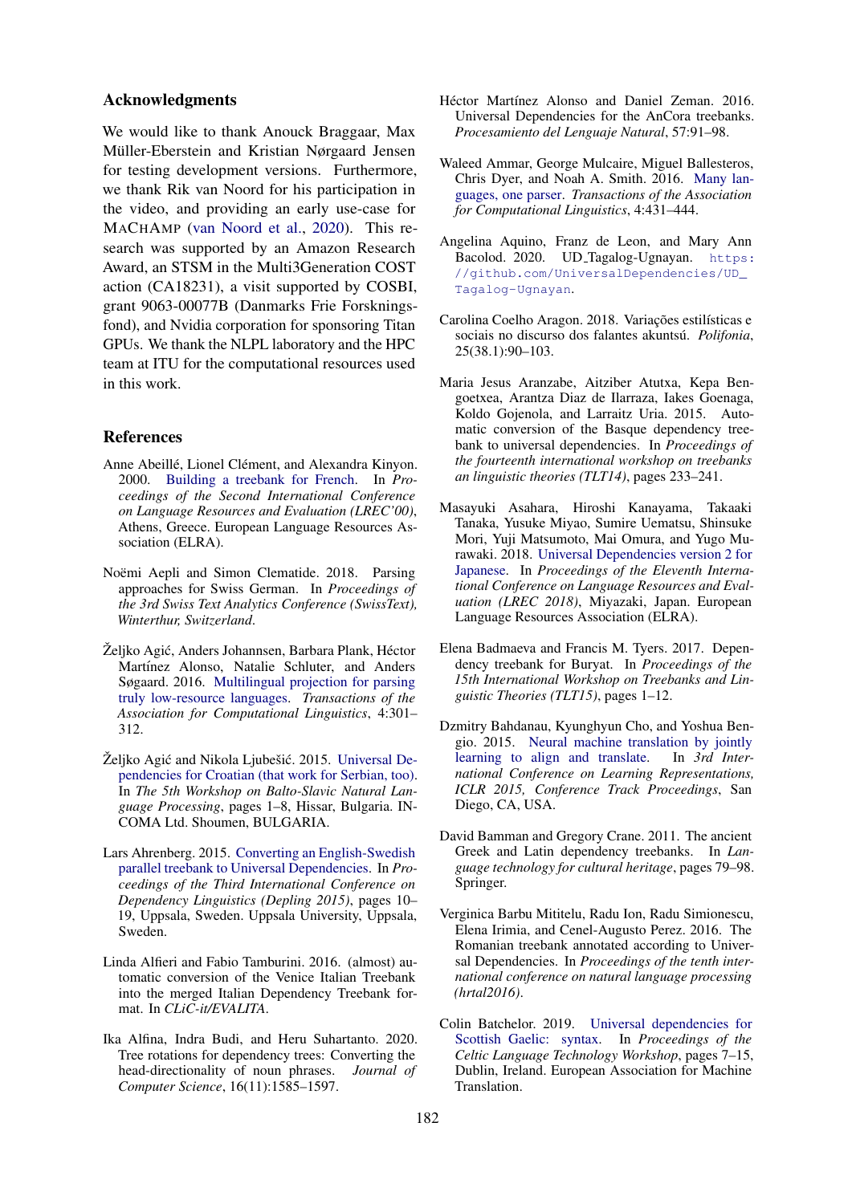## Acknowledgments

We would like to thank Anouck Braggaar, Max Müller-Eberstein and Kristian Nørgaard Jensen for testing development versions. Furthermore, we thank Rik van Noord for his participation in the video, and providing an early use-case for MaChAmp (van Noord et al., 2020). This research was supported by an Amazon Research Award, an STSM in the Multi3Generation COST action (CA18231), a visit supported by COSBI, grant 9063-00077B (Danmarks Frie Forskningsfond), and Nvidia corporation for sponsoring Titan GPUs. We thank the NLPL laboratory and the HPC team at ITU for the computational resources used in this work.

## References

Anne Abeillé, Lionel Clément, and Alexandra Kinyon. 2000. Building a treebank for French. In *Proceedings of the Second International Conference on Language Resources and Evaluation (LREC'00)*, Athens, Greece. European Language Resources Association (ELRA).

Noëmi Aepli and Simon Clematide. 2018. Parsing approaches for Swiss German. In *Proceedings of the 3rd Swiss Text Analytics Conference (SwissText), Winterthur, Switzerland*.

Željko Agić, Anders Johannsen, Barbara Plank, Héctor Martínez Alonso, Natalie Schluter, and Anders Søgaard. 2016. Multilingual projection for parsing truly low-resource languages. *Transactions of the Association for Computational Linguistics*, 4:301–312.

Željko Agić and Nikola Ljubešić. 2015. Universal Dependencies for Croatian (that work for Serbian, too). In *The 5th Workshop on Balto-Slavic Natural Language Processing*, pages 1–8, Hissar, Bulgaria. INCOMA Ltd. Shoumen, BULGARIA.

Lars Ahrenberg. 2015. Converting an English-Swedish parallel treebank to Universal Dependencies. In *Proceedings of the Third International Conference on Dependency Linguistics (Depling 2015)*, pages 10–19, Uppsala, Sweden. Uppsala University, Uppsala, Sweden.

Linda Alfieri and Fabio Tamburini. 2016. (almost) automatic conversion of the Venice Italian Treebank into the merged Italian Dependency Treebank format. In *CLiC-it/EVALITA*.

Ika Alfina, Indra Budi, and Heru Suhartanto. 2020. Tree rotations for dependency trees: Converting the head-directionality of noun phrases. *Journal of Computer Science*, 16(11):1585–1597.

Héctor Martínez Alonso and Daniel Zeman. 2016. Universal Dependencies for the AnCora treebanks. *Procesamiento del Lenguaje Natural*, 57:91–98.

Waleed Ammar, George Mulcaire, Miguel Ballesteros, Chris Dyer, and Noah A. Smith. 2016. Many languages, one parser. *Transactions of the Association for Computational Linguistics*, 4:431–444.

Angelina Aquino, Franz de Leon, and Mary Ann Bacolod. 2020. UD_Tagalog-Ugnayan. https://github.com/UniversalDependencies/UD_Tagalog-Ugnayan.

Carolina Coelho Aragon. 2018. Variações estilísticas e sociais no discurso dos falantes akuntsú. *Polifonia*, 25(38.1):90–103.

Maria Jesus Aranzabe, Aitziber Atutxa, Kepa Bengoetxea, Arantza Diaz de Ilarraza, Iakes Goenaga, Koldo Gojenola, and Larraitz Uria. 2015. Automatic conversion of the Basque dependency treebank to universal dependencies. In *Proceedings of the fourteenth international workshop on treebanks an linguistic theories (TLT14)*, pages 233–241.

Masayuki Asahara, Hiroshi Kanayama, Takaaki Tanaka, Yusuke Miyao, Sumire Uematsu, Shinsuke Mori, Yuji Matsumoto, Mai Omura, and Yugo Murawaki. 2018. Universal Dependencies version 2 for Japanese. In *Proceedings of the Eleventh International Conference on Language Resources and Evaluation (LREC 2018)*, Miyazaki, Japan. European Language Resources Association (ELRA).

Elena Badmaeva and Francis M. Tyers. 2017. Dependency treebank for Buryat. In *Proceedings of the 15th International Workshop on Treebanks and Linguistic Theories (TLT15)*, pages 1–12.

Dzmitry Bahdanau, Kyunghyun Cho, and Yoshua Bengio. 2015. Neural machine translation by jointly learning to align and translate. In *3rd International Conference on Learning Representations, ICLR 2015, Conference Track Proceedings*, San Diego, CA, USA.

David Bamman and Gregory Crane. 2011. The ancient Greek and Latin dependency treebanks. In *Language technology for cultural heritage*, pages 79–98. Springer.

Verginica Barbu Mititelu, Radu Ion, Radu Simionescu, Elena Irimia, and Cenel-Augusto Perez. 2016. The Romanian treebank annotated according to Universal Dependencies. In *Proceedings of the tenth international conference on natural language processing (hrtal2016)*.

Colin Batchelor. 2019. Universal dependencies for Scottish Gaelic: syntax. In *Proceedings of the Celtic Language Technology Workshop*, pages 7–15, Dublin, Ireland. European Association for Machine Translation.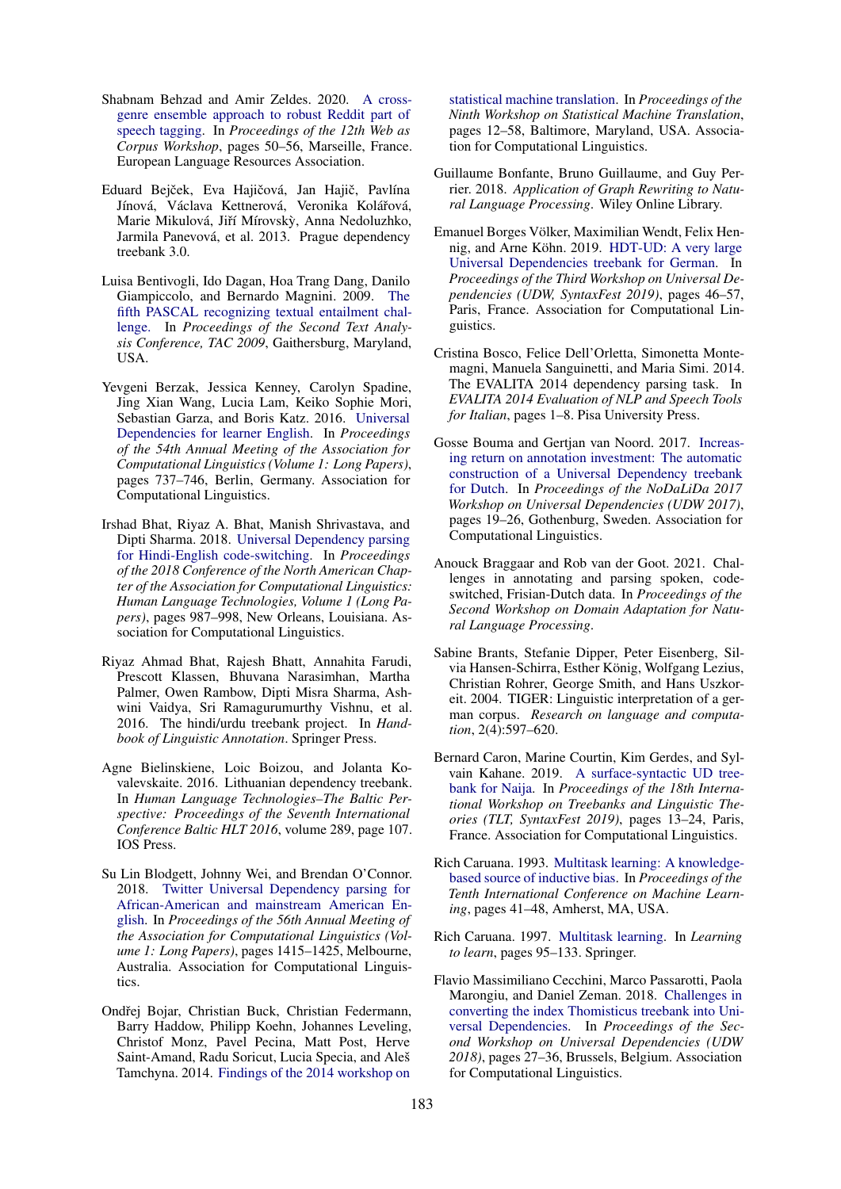Shabnam Behzad and Amir Zeldes. 2020. A cross-genre ensemble approach to robust Reddit part of speech tagging. In *Proceedings of the 12th Web as Corpus Workshop*, pages 50–56, Marseille, France. European Language Resources Association.

Eduard Bejček, Eva Hajičová, Jan Hajič, Pavlína Jínová, Václava Kettnerová, Veronika Kolářová, Marie Mikulová, Jiří Mírovskỳ, Anna Nedoluzhko, Jarmila Panevová, et al. 2013. Prague dependency treebank 3.0.

Luisa Bentivogli, Ido Dagan, Hoa Trang Dang, Danilo Giampiccolo, and Bernardo Magnini. 2009. The fifth PASCAL recognizing textual entailment challenge. In *Proceedings of the Second Text Analysis Conference, TAC 2009*, Gaithersburg, Maryland, USA.

Yevgeni Berzak, Jessica Kenney, Carolyn Spadine, Jing Xian Wang, Lucia Lam, Keiko Sophie Mori, Sebastian Garza, and Boris Katz. 2016. Universal Dependencies for learner English. In *Proceedings of the 54th Annual Meeting of the Association for Computational Linguistics (Volume 1: Long Papers)*, pages 737–746, Berlin, Germany. Association for Computational Linguistics.

Irshad Bhat, Riyaz A. Bhat, Manish Shrivastava, and Dipti Sharma. 2018. Universal Dependency parsing for Hindi-English code-switching. In *Proceedings of the 2018 Conference of the North American Chapter of the Association for Computational Linguistics: Human Language Technologies, Volume 1 (Long Papers)*, pages 987–998, New Orleans, Louisiana. Association for Computational Linguistics.

Riyaz Ahmad Bhat, Rajesh Bhatt, Annahita Farudi, Prescott Klassen, Bhuvana Narasimhan, Martha Palmer, Owen Rambow, Dipti Misra Sharma, Ashwini Vaidya, Sri Ramagurumurthy Vishnu, et al. 2016. The hindi/urdu treebank project. In *Handbook of Linguistic Annotation*. Springer Press.

Agne Bielinskiene, Loic Boizou, and Jolanta Kovalevskaite. 2016. Lithuanian dependency treebank. In *Human Language Technologies–The Baltic Perspective: Proceedings of the Seventh International Conference Baltic HLT 2016*, volume 289, page 107. IOS Press.

Su Lin Blodgett, Johnny Wei, and Brendan O'Connor. 2018. Twitter Universal Dependency parsing for African-American and mainstream American English. In *Proceedings of the 56th Annual Meeting of the Association for Computational Linguistics (Volume 1: Long Papers)*, pages 1415–1425, Melbourne, Australia. Association for Computational Linguistics.

Ondřej Bojar, Christian Buck, Christian Federmann, Barry Haddow, Philipp Koehn, Johannes Leveling, Christof Monz, Pavel Pecina, Matt Post, Herve Saint-Amand, Radu Soricut, Lucia Specia, and Aleš Tamchyna. 2014. Findings of the 2014 workshop on statistical machine translation. In *Proceedings of the Ninth Workshop on Statistical Machine Translation*, pages 12–58, Baltimore, Maryland, USA. Association for Computational Linguistics.

Guillaume Bonfante, Bruno Guillaume, and Guy Perrier. 2018. *Application of Graph Rewriting to Natural Language Processing*. Wiley Online Library.

Emanuel Borges Völker, Maximilian Wendt, Felix Hennig, and Arne Köhn. 2019. HDT-UD: A very large Universal Dependencies treebank for German. In *Proceedings of the Third Workshop on Universal Dependencies (UDW, SyntaxFest 2019)*, pages 46–57, Paris, France. Association for Computational Linguistics.

Cristina Bosco, Felice Dell'Orletta, Simonetta Montemagni, Manuela Sanguinetti, and Maria Simi. 2014. The EVALITA 2014 dependency parsing task. In *EVALITA 2014 Evaluation of NLP and Speech Tools for Italian*, pages 1–8. Pisa University Press.

Gosse Bouma and Gertjan van Noord. 2017. Increasing return on annotation investment: The automatic construction of a Universal Dependency treebank for Dutch. In *Proceedings of the NoDaLiDa 2017 Workshop on Universal Dependencies (UDW 2017)*, pages 19–26, Gothenburg, Sweden. Association for Computational Linguistics.

Anouck Braggaar and Rob van der Goot. 2021. Challenges in annotating and parsing spoken, code-switched, Frisian-Dutch data. In *Proceedings of the Second Workshop on Domain Adaptation for Natural Language Processing*.

Sabine Brants, Stefanie Dipper, Peter Eisenberg, Silvia Hansen-Schirra, Esther König, Wolfgang Lezius, Christian Rohrer, George Smith, and Hans Uszkoreit. 2004. TIGER: Linguistic interpretation of a german corpus. *Research on language and computation*, 2(4):597–620.

Bernard Caron, Marine Courtin, Kim Gerdes, and Sylvain Kahane. 2019. A surface-syntactic UD treebank for Naija. In *Proceedings of the 18th International Workshop on Treebanks and Linguistic Theories (TLT, SyntaxFest 2019)*, pages 13–24, Paris, France. Association for Computational Linguistics.

Rich Caruana. 1993. Multitask learning: A knowledge-based source of inductive bias. In *Proceedings of the Tenth International Conference on Machine Learning*, pages 41–48, Amherst, MA, USA.

Rich Caruana. 1997. Multitask learning. In *Learning to learn*, pages 95–133. Springer.

Flavio Massimiliano Cecchini, Marco Passarotti, Paola Marongiu, and Daniel Zeman. 2018. Challenges in converting the index Thomisticus treebank into Universal Dependencies. In *Proceedings of the Second Workshop on Universal Dependencies (UDW 2018)*, pages 27–36, Brussels, Belgium. Association for Computational Linguistics.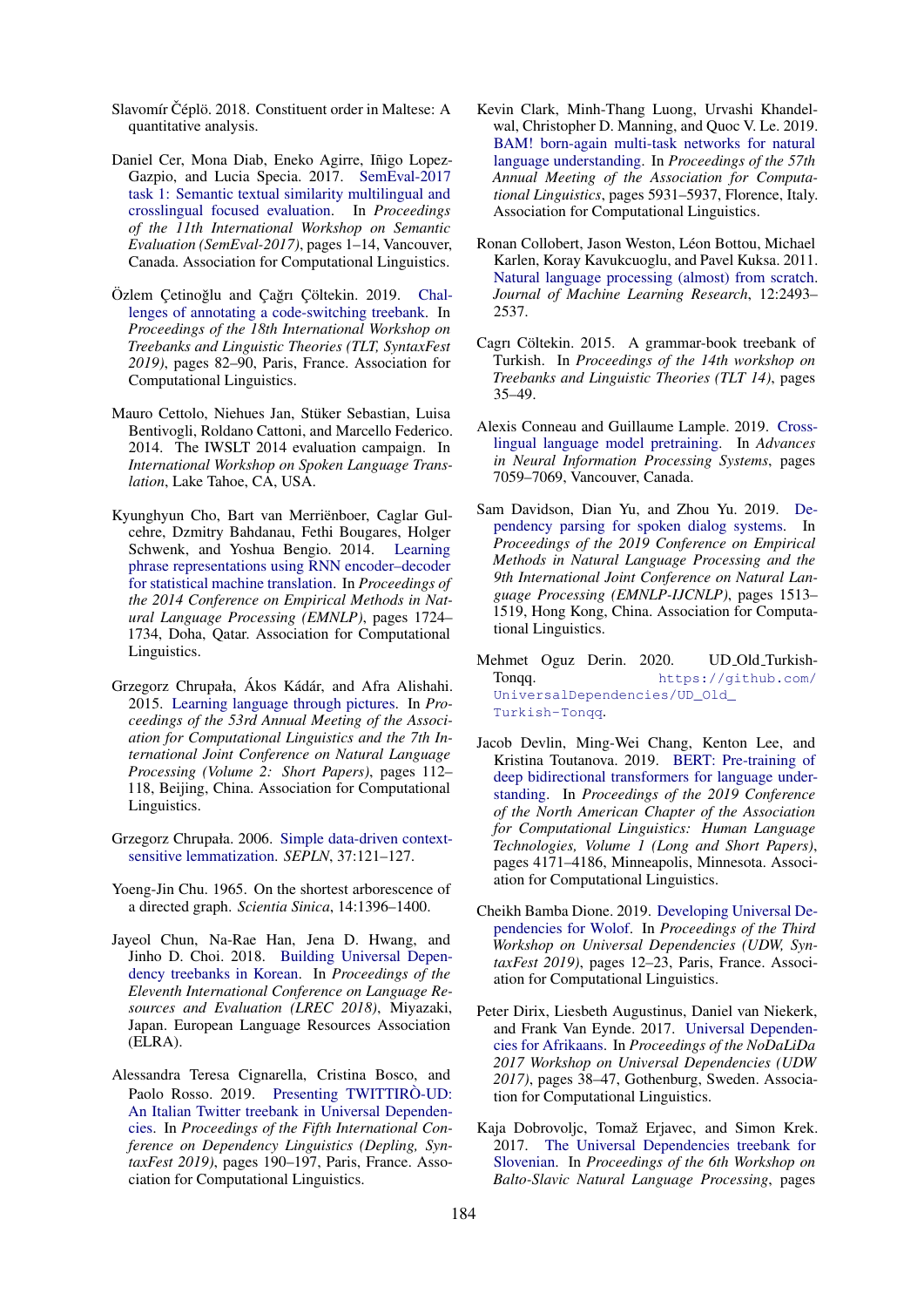Slavomír Čéplö. 2018. Constituent order in Maltese: A quantitative analysis.

Daniel Cer, Mona Diab, Eneko Agirre, Iñigo Lopez-Gazpio, and Lucia Specia. 2017. SemEval-2017 task 1: Semantic textual similarity multilingual and crosslingual focused evaluation. In *Proceedings of the 11th International Workshop on Semantic Evaluation (SemEval-2017)*, pages 1–14, Vancouver, Canada. Association for Computational Linguistics.

Özlem Çetinoğlu and Çağrı Çöltekin. 2019. Challenges of annotating a code-switching treebank. In *Proceedings of the 18th International Workshop on Treebanks and Linguistic Theories (TLT, SyntaxFest 2019)*, pages 82–90, Paris, France. Association for Computational Linguistics.

Mauro Cettolo, Niehues Jan, Stüker Sebastian, Luisa Bentivogli, Roldano Cattoni, and Marcello Federico. 2014. The IWSLT 2014 evaluation campaign. In *International Workshop on Spoken Language Translation*, Lake Tahoe, CA, USA.

Kyunghyun Cho, Bart van Merriënboer, Caglar Gulcehre, Dzmitry Bahdanau, Fethi Bougares, Holger Schwenk, and Yoshua Bengio. 2014. Learning phrase representations using RNN encoder–decoder for statistical machine translation. In *Proceedings of the 2014 Conference on Empirical Methods in Natural Language Processing (EMNLP)*, pages 1724–1734, Doha, Qatar. Association for Computational Linguistics.

Grzegorz Chrupała, Ákos Kádár, and Afra Alishahi. 2015. Learning language through pictures. In *Proceedings of the 53rd Annual Meeting of the Association for Computational Linguistics and the 7th International Joint Conference on Natural Language Processing (Volume 2: Short Papers)*, pages 112–118, Beijing, China. Association for Computational Linguistics.

Grzegorz Chrupała. 2006. Simple data-driven context-sensitive lemmatization. *SEPLN*, 37:121–127.

Yoeng-Jin Chu. 1965. On the shortest arborescence of a directed graph. *Scientia Sinica*, 14:1396–1400.

Jayeol Chun, Na-Rae Han, Jena D. Hwang, and Jinho D. Choi. 2018. Building Universal Dependency treebanks in Korean. In *Proceedings of the Eleventh International Conference on Language Resources and Evaluation (LREC 2018)*, Miyazaki, Japan. European Language Resources Association (ELRA).

Alessandra Teresa Cignarella, Cristina Bosco, and Paolo Rosso. 2019. Presenting TWITTIRÒ-UD: An Italian Twitter treebank in Universal Dependencies. In *Proceedings of the Fifth International Conference on Dependency Linguistics (Depling, SyntaxFest 2019)*, pages 190–197, Paris, France. Association for Computational Linguistics.

Kevin Clark, Minh-Thang Luong, Urvashi Khandelwal, Christopher D. Manning, and Quoc V. Le. 2019. BAM! born-again multi-task networks for natural language understanding. In *Proceedings of the 57th Annual Meeting of the Association for Computational Linguistics*, pages 5931–5937, Florence, Italy. Association for Computational Linguistics.

Ronan Collobert, Jason Weston, Léon Bottou, Michael Karlen, Koray Kavukcuoglu, and Pavel Kuksa. 2011. Natural language processing (almost) from scratch. *Journal of Machine Learning Research*, 12:2493–2537.

Cagrı Cöltekin. 2015. A grammar-book treebank of Turkish. In *Proceedings of the 14th workshop on Treebanks and Linguistic Theories (TLT 14)*, pages 35–49.

Alexis Conneau and Guillaume Lample. 2019. Cross-lingual language model pretraining. In *Advances in Neural Information Processing Systems*, pages 7059–7069, Vancouver, Canada.

Sam Davidson, Dian Yu, and Zhou Yu. 2019. Dependency parsing for spoken dialog systems. In *Proceedings of the 2019 Conference on Empirical Methods in Natural Language Processing and the 9th International Joint Conference on Natural Language Processing (EMNLP-IJCNLP)*, pages 1513–1519, Hong Kong, China. Association for Computational Linguistics.

Mehmet Oguz Derin. 2020. UD_Old_Turkish-Tonqq. https://github.com/UniversalDependencies/UD_Old_Turkish-Tonqq.

Jacob Devlin, Ming-Wei Chang, Kenton Lee, and Kristina Toutanova. 2019. BERT: Pre-training of deep bidirectional transformers for language understanding. In *Proceedings of the 2019 Conference of the North American Chapter of the Association for Computational Linguistics: Human Language Technologies, Volume 1 (Long and Short Papers)*, pages 4171–4186, Minneapolis, Minnesota. Association for Computational Linguistics.

Cheikh Bamba Dione. 2019. Developing Universal Dependencies for Wolof. In *Proceedings of the Third Workshop on Universal Dependencies (UDW, SyntaxFest 2019)*, pages 12–23, Paris, France. Association for Computational Linguistics.

Peter Dirix, Liesbeth Augustinus, Daniel van Niekerk, and Frank Van Eynde. 2017. Universal Dependencies for Afrikaans. In *Proceedings of the NoDaLiDa 2017 Workshop on Universal Dependencies (UDW 2017)*, pages 38–47, Gothenburg, Sweden. Association for Computational Linguistics.

Kaja Dobrovoljc, Tomaž Erjavec, and Simon Krek. 2017. The Universal Dependencies treebank for Slovenian. In *Proceedings of the 6th Workshop on Balto-Slavic Natural Language Processing*, pages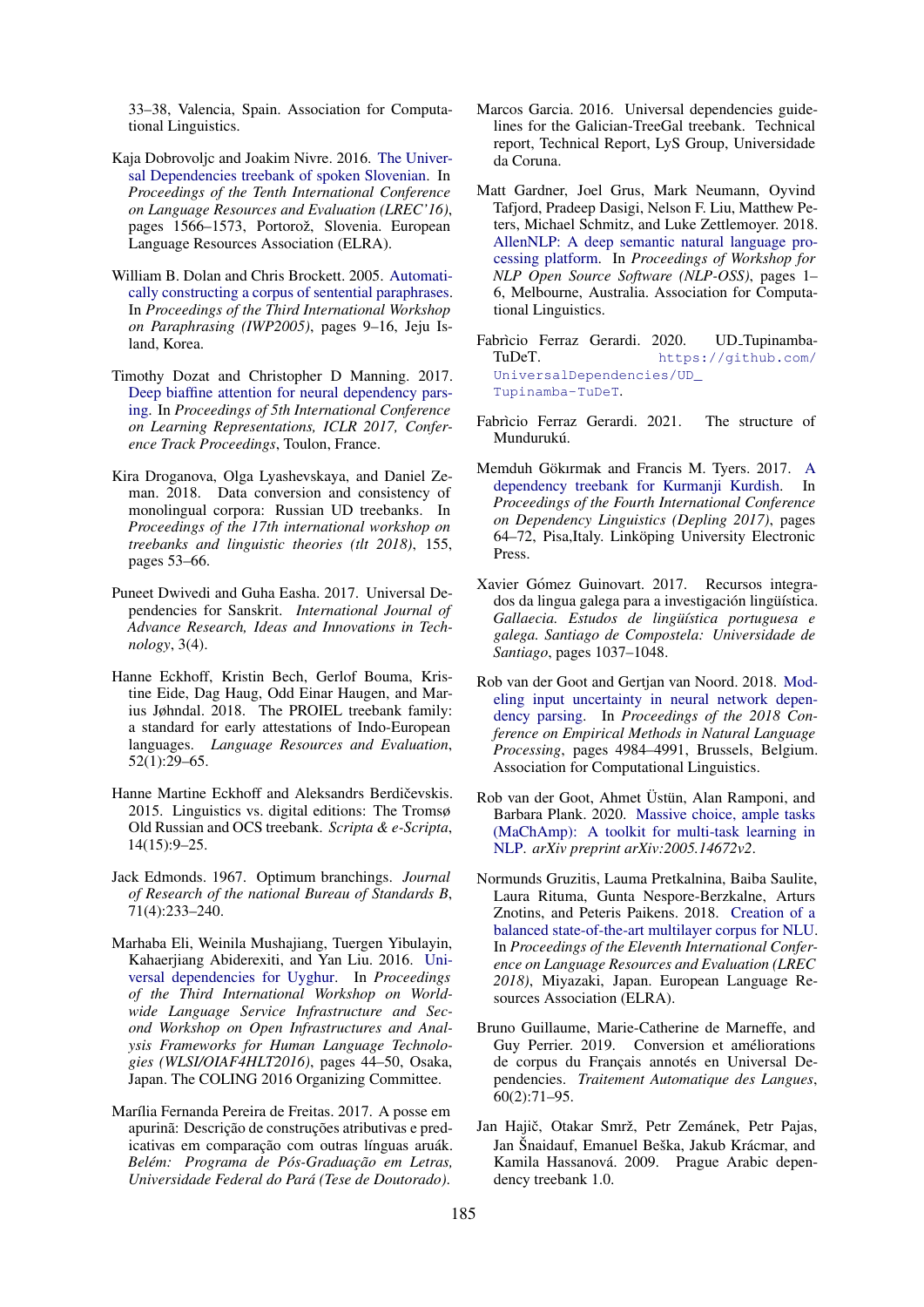33–38, Valencia, Spain. Association for Computational Linguistics.

Kaja Dobrovoljc and Joakim Nivre. 2016. The Universal Dependencies treebank of spoken Slovenian. In *Proceedings of the Tenth International Conference on Language Resources and Evaluation (LREC'16)*, pages 1566–1573, Portorož, Slovenia. European Language Resources Association (ELRA).

William B. Dolan and Chris Brockett. 2005. Automatically constructing a corpus of sentential paraphrases. In *Proceedings of the Third International Workshop on Paraphrasing (IWP2005)*, pages 9–16, Jeju Island, Korea.

Timothy Dozat and Christopher D Manning. 2017. Deep biaffine attention for neural dependency parsing. In *Proceedings of 5th International Conference on Learning Representations, ICLR 2017, Conference Track Proceedings*, Toulon, France.

Kira Droganova, Olga Lyashevskaya, and Daniel Zeman. 2018. Data conversion and consistency of monolingual corpora: Russian UD treebanks. In *Proceedings of the 17th international workshop on treebanks and linguistic theories (tlt 2018)*, 155, pages 53–66.

Puneet Dwivedi and Guha Easha. 2017. Universal Dependencies for Sanskrit. *International Journal of Advance Research, Ideas and Innovations in Technology*, 3(4).

Hanne Eckhoff, Kristin Bech, Gerlof Bouma, Kristine Eide, Dag Haug, Odd Einar Haugen, and Marius Jøhndal. 2018. The PROIEL treebank family: a standard for early attestations of Indo-European languages. *Language Resources and Evaluation*, 52(1):29–65.

Hanne Martine Eckhoff and Aleksandrs Berdičevskis. 2015. Linguistics vs. digital editions: The Tromsø Old Russian and OCS treebank. *Scripta & e-Scripta*, 14(15):9–25.

Jack Edmonds. 1967. Optimum branchings. *Journal of Research of the national Bureau of Standards B*, 71(4):233–240.

Marhaba Eli, Weinila Mushajiang, Tuergen Yibulayin, Kahaerjiang Abiderexiti, and Yan Liu. 2016. Universal dependencies for Uyghur. In *Proceedings of the Third International Workshop on Worldwide Language Service Infrastructure and Second Workshop on Open Infrastructures and Analysis Frameworks for Human Language Technologies (WLSI/OIAF4HLT2016)*, pages 44–50, Osaka, Japan. The COLING 2016 Organizing Committee.

Marília Fernanda Pereira de Freitas. 2017. A posse em apurinã: Descrição de construções atributivas e predicativas em comparação com outras línguas aruák. *Belém: Programa de Pós-Graduação em Letras, Universidade Federal do Pará (Tese de Doutorado)*.

Marcos Garcia. 2016. Universal dependencies guidelines for the Galician-TreeGal treebank. Technical report, Technical Report, LyS Group, Universidade da Coruna.

Matt Gardner, Joel Grus, Mark Neumann, Oyvind Tafjord, Pradeep Dasigi, Nelson F. Liu, Matthew Peters, Michael Schmitz, and Luke Zettlemoyer. 2018. AllenNLP: A deep semantic natural language processing platform. In *Proceedings of Workshop for NLP Open Source Software (NLP-OSS)*, pages 1–6, Melbourne, Australia. Association for Computational Linguistics.

Fabrìcio Ferraz Gerardi. 2020. UD_Tupinamba-TuDeT. https://github.com/UniversalDependencies/UD_Tupinamba-TuDeT.

Fabrìcio Ferraz Gerardi. 2021. The structure of Mundurukú.

Memduh Gökırmak and Francis M. Tyers. 2017. A dependency treebank for Kurmanji Kurdish. In *Proceedings of the Fourth International Conference on Dependency Linguistics (Depling 2017)*, pages 64–72, Pisa,Italy. Linköping University Electronic Press.

Xavier Gómez Guinovart. 2017. Recursos integrados da lingua galega para a investigación lingüística. *Gallaecia. Estudos de lingüística portuguesa e galega. Santiago de Compostela: Universidade de Santiago*, pages 1037–1048.

Rob van der Goot and Gertjan van Noord. 2018. Modeling input uncertainty in neural network dependency parsing. In *Proceedings of the 2018 Conference on Empirical Methods in Natural Language Processing*, pages 4984–4991, Brussels, Belgium. Association for Computational Linguistics.

Rob van der Goot, Ahmet Üstün, Alan Ramponi, and Barbara Plank. 2020. Massive choice, ample tasks (MaChAmp): A toolkit for multi-task learning in NLP. *arXiv preprint arXiv:2005.14672v2*.

Normunds Gruzitis, Lauma Pretkalnina, Baiba Saulite, Laura Rituma, Gunta Nespore-Berzkalne, Arturs Znotins, and Peteris Paikens. 2018. Creation of a balanced state-of-the-art multilayer corpus for NLU. In *Proceedings of the Eleventh International Conference on Language Resources and Evaluation (LREC 2018)*, Miyazaki, Japan. European Language Resources Association (ELRA).

Bruno Guillaume, Marie-Catherine de Marneffe, and Guy Perrier. 2019. Conversion et améliorations de corpus du Français annotés en Universal Dependencies. *Traitement Automatique des Langues*, 60(2):71–95.

Jan Hajič, Otakar Smrž, Petr Zemánek, Petr Pajas, Jan Šnaidauf, Emanuel Beška, Jakub Krácmar, and Kamila Hassanová. 2009. Prague Arabic dependency treebank 1.0.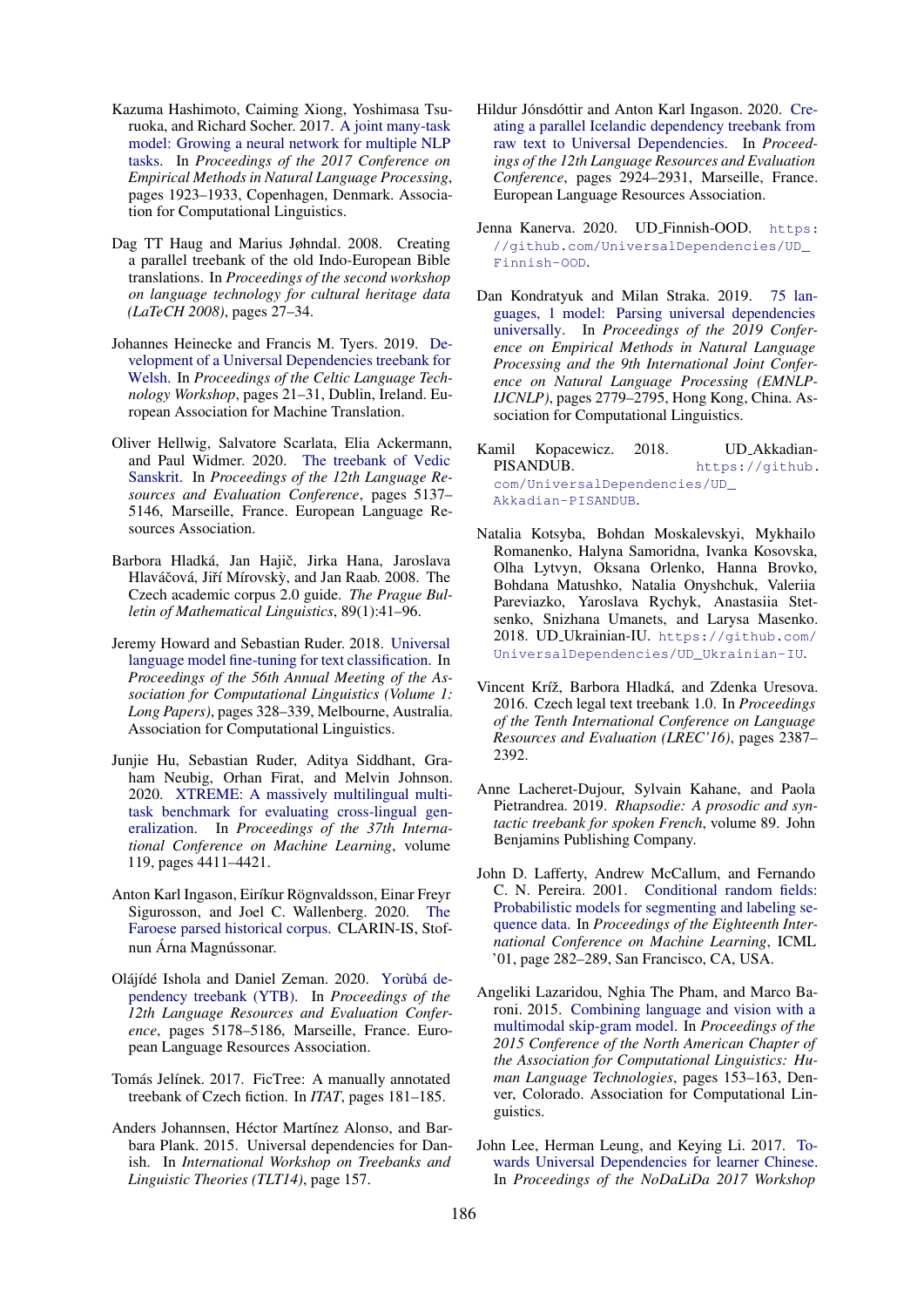Kazuma Hashimoto, Caiming Xiong, Yoshimasa Tsuruoka, and Richard Socher. 2017. A joint many-task model: Growing a neural network for multiple NLP tasks. In *Proceedings of the 2017 Conference on Empirical Methods in Natural Language Processing*, pages 1923–1933, Copenhagen, Denmark. Association for Computational Linguistics.

Dag TT Haug and Marius Jøhndal. 2008. Creating a parallel treebank of the old Indo-European Bible translations. In *Proceedings of the second workshop on language technology for cultural heritage data (LaTeCH 2008)*, pages 27–34.

Johannes Heinecke and Francis M. Tyers. 2019. Development of a Universal Dependencies treebank for Welsh. In *Proceedings of the Celtic Language Technology Workshop*, pages 21–31, Dublin, Ireland. European Association for Machine Translation.

Oliver Hellwig, Salvatore Scarlata, Elia Ackermann, and Paul Widmer. 2020. The treebank of Vedic Sanskrit. In *Proceedings of the 12th Language Resources and Evaluation Conference*, pages 5137–5146, Marseille, France. European Language Resources Association.

Barbora Hladká, Jan Hajič, Jirka Hana, Jaroslava Hlaváčová, Jiří Mírovskỳ, and Jan Raab. 2008. The Czech academic corpus 2.0 guide. *The Prague Bulletin of Mathematical Linguistics*, 89(1):41–96.

Jeremy Howard and Sebastian Ruder. 2018. Universal language model fine-tuning for text classification. In *Proceedings of the 56th Annual Meeting of the Association for Computational Linguistics (Volume 1: Long Papers)*, pages 328–339, Melbourne, Australia. Association for Computational Linguistics.

Junjie Hu, Sebastian Ruder, Aditya Siddhant, Graham Neubig, Orhan Firat, and Melvin Johnson. 2020. XTREME: A massively multilingual multi-task benchmark for evaluating cross-lingual generalization. In *Proceedings of the 37th International Conference on Machine Learning*, volume 119, pages 4411–4421.

Anton Karl Ingason, Eiríkur Rögnvaldsson, Einar Freyr Sigurosson, and Joel C. Wallenberg. 2020. The Faroese parsed historical corpus. CLARIN-IS, Stofnun Árna Magnússonar.

Olájídé Ishola and Daniel Zeman. 2020. Yorùbá dependency treebank (YTB). In *Proceedings of the 12th Language Resources and Evaluation Conference*, pages 5178–5186, Marseille, France. European Language Resources Association.

Tomás Jelínek. 2017. FicTree: A manually annotated treebank of Czech fiction. In *ITAT*, pages 181–185.

Anders Johannsen, Héctor Martínez Alonso, and Barbara Plank. 2015. Universal dependencies for Danish. In *International Workshop on Treebanks and Linguistic Theories (TLT14)*, page 157.

Hildur Jónsdóttir and Anton Karl Ingason. 2020. Creating a parallel Icelandic dependency treebank from raw text to Universal Dependencies. In *Proceedings of the 12th Language Resources and Evaluation Conference*, pages 2924–2931, Marseille, France. European Language Resources Association.

Jenna Kanerva. 2020. UD_Finnish-OOD. https://github.com/UniversalDependencies/UD_Finnish-OOD.

Dan Kondratyuk and Milan Straka. 2019. 75 languages, 1 model: Parsing universal dependencies universally. In *Proceedings of the 2019 Conference on Empirical Methods in Natural Language Processing and the 9th International Joint Conference on Natural Language Processing (EMNLP-IJCNLP)*, pages 2779–2795, Hong Kong, China. Association for Computational Linguistics.

Kamil Kopacewicz. 2018. UD_Akkadian-PISANDUB. https://github.com/UniversalDependencies/UD_Akkadian-PISANDUB.

Natalia Kotsyba, Bohdan Moskalevskyi, Mykhailo Romanenko, Halyna Samoridna, Ivanka Kosovska, Olha Lytvyn, Oksana Orlenko, Hanna Brovko, Bohdana Matushko, Natalia Onyshchuk, Valeriia Pareviazko, Yaroslava Rychyk, Anastasiia Stetsenko, Snizhana Umanets, and Larysa Masenko. 2018. UD_Ukrainian-IU. https://github.com/UniversalDependencies/UD_Ukrainian-IU.

Vincent Kríž, Barbora Hladká, and Zdenka Uresova. 2016. Czech legal text treebank 1.0. In *Proceedings of the Tenth International Conference on Language Resources and Evaluation (LREC'16)*, pages 2387–2392.

Anne Lacheret-Dujour, Sylvain Kahane, and Paola Pietrandrea. 2019. *Rhapsodie: A prosodic and syntactic treebank for spoken French*, volume 89. John Benjamins Publishing Company.

John D. Lafferty, Andrew McCallum, and Fernando C. N. Pereira. 2001. Conditional random fields: Probabilistic models for segmenting and labeling sequence data. In *Proceedings of the Eighteenth International Conference on Machine Learning*, ICML '01, page 282–289, San Francisco, CA, USA.

Angeliki Lazaridou, Nghia The Pham, and Marco Baroni. 2015. Combining language and vision with a multimodal skip-gram model. In *Proceedings of the 2015 Conference of the North American Chapter of the Association for Computational Linguistics: Human Language Technologies*, pages 153–163, Denver, Colorado. Association for Computational Linguistics.

John Lee, Herman Leung, and Keying Li. 2017. Towards Universal Dependencies for learner Chinese. In *Proceedings of the NoDaLiDa 2017 Workshop*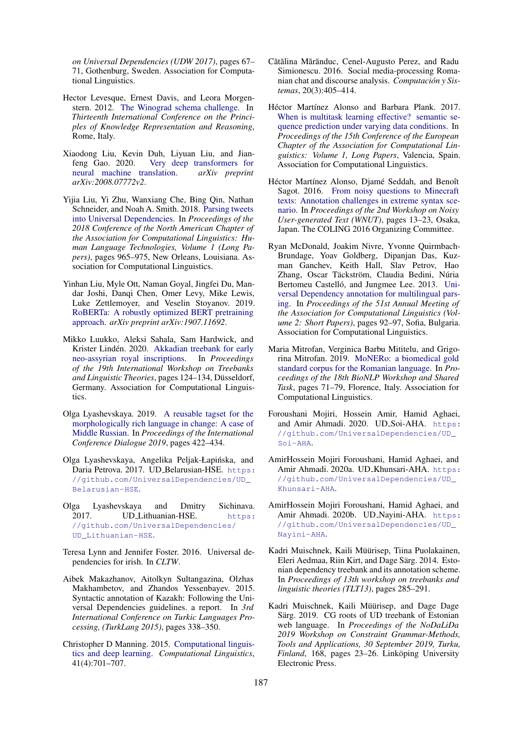*on Universal Dependencies (UDW 2017)*, pages 67–71, Gothenburg, Sweden. Association for Computational Linguistics.

Hector Levesque, Ernest Davis, and Leora Morgenstern. 2012. The Winograd schema challenge. In *Thirteenth International Conference on the Principles of Knowledge Representation and Reasoning*, Rome, Italy.

Xiaodong Liu, Kevin Duh, Liyuan Liu, and Jianfeng Gao. 2020. Very deep transformers for neural machine translation. *arXiv preprint arXiv:2008.07772v2*.

Yijia Liu, Yi Zhu, Wanxiang Che, Bing Qin, Nathan Schneider, and Noah A. Smith. 2018. Parsing tweets into Universal Dependencies. In *Proceedings of the 2018 Conference of the North American Chapter of the Association for Computational Linguistics: Human Language Technologies, Volume 1 (Long Papers)*, pages 965–975, New Orleans, Louisiana. Association for Computational Linguistics.

Yinhan Liu, Myle Ott, Naman Goyal, Jingfei Du, Mandar Joshi, Danqi Chen, Omer Levy, Mike Lewis, Luke Zettlemoyer, and Veselin Stoyanov. 2019. RoBERTa: A robustly optimized BERT pretraining approach. *arXiv preprint arXiv:1907.11692*.

Mikko Luukko, Aleksi Sahala, Sam Hardwick, and Krister Lindén. 2020. Akkadian treebank for early neo-assyrian royal inscriptions. In *Proceedings of the 19th International Workshop on Treebanks and Linguistic Theories*, pages 124–134, Düsseldorf, Germany. Association for Computational Linguistics.

Olga Lyashevskaya. 2019. A reusable tagset for the morphologically rich language in change: A case of Middle Russian. In *Proceedings of the International Conference Dialogue 2019*, pages 422–434.

Olga Lyashevskaya, Angelika Peljak-Łapińska, and Daria Petrova. 2017. UD_Belarusian-HSE. https://github.com/UniversalDependencies/UD_Belarusian-HSE.

Olga Lyashevskaya and Dmitry Sichinava. 2017. UD_Lithuanian-HSE. https://github.com/UniversalDependencies/UD_Lithuanian-HSE.

Teresa Lynn and Jennifer Foster. 2016. Universal dependencies for irish. In *CLTW*.

Aibek Makazhanov, Aitolkyn Sultangazina, Olzhas Makhambetov, and Zhandos Yessenbayev. 2015. Syntactic annotation of Kazakh: Following the Universal Dependencies guidelines. a report. In *3rd International Conference on Turkic Languages Processing, (TurkLang 2015)*, pages 338–350.

Christopher D Manning. 2015. Computational linguistics and deep learning. *Computational Linguistics*, 41(4):701–707.

Cătălina Mărănduc, Cenel-Augusto Perez, and Radu Simionescu. 2016. Social media-processing Romanian chat and discourse analysis. *Computación y Sistemas*, 20(3):405–414.

Héctor Martínez Alonso and Barbara Plank. 2017. When is multitask learning effective? semantic sequence prediction under varying data conditions. In *Proceedings of the 15th Conference of the European Chapter of the Association for Computational Linguistics: Volume 1, Long Papers*, Valencia, Spain. Association for Computational Linguistics.

Héctor Martínez Alonso, Djamé Seddah, and Benoît Sagot. 2016. From noisy questions to Minecraft texts: Annotation challenges in extreme syntax scenario. In *Proceedings of the 2nd Workshop on Noisy User-generated Text (WNUT)*, pages 13–23, Osaka, Japan. The COLING 2016 Organizing Committee.

Ryan McDonald, Joakim Nivre, Yvonne Quirmbach-Brundage, Yoav Goldberg, Dipanjan Das, Kuzman Ganchev, Keith Hall, Slav Petrov, Hao Zhang, Oscar Täckström, Claudia Bedini, Núria Bertomeu Castelló, and Jungmee Lee. 2013. Universal Dependency annotation for multilingual parsing. In *Proceedings of the 51st Annual Meeting of the Association for Computational Linguistics (Volume 2: Short Papers)*, pages 92–97, Sofia, Bulgaria. Association for Computational Linguistics.

Maria Mitrofan, Verginica Barbu Mititelu, and Grigorina Mitrofan. 2019. MoNERo: a biomedical gold standard corpus for the Romanian language. In *Proceedings of the 18th BioNLP Workshop and Shared Task*, pages 71–79, Florence, Italy. Association for Computational Linguistics.

Foroushani Mojiri, Hossein Amir, Hamid Aghaei, and Amir Ahmadi. 2020. UD_Soi-AHA. https://github.com/UniversalDependencies/UD_Soi-AHA.

AmirHossein Mojiri Foroushani, Hamid Aghaei, and Amir Ahmadi. 2020a. UD_Khunsari-AHA. https://github.com/UniversalDependencies/UD_Khunsari-AHA.

AmirHossein Mojiri Foroushani, Hamid Aghaei, and Amir Ahmadi. 2020b. UD_Nayini-AHA. https://github.com/UniversalDependencies/UD_Nayini-AHA.

Kadri Muischnek, Kaili Müürisep, Tiina Puolakainen, Eleri Aedmaa, Riin Kirt, and Dage Särg. 2014. Estonian dependency treebank and its annotation scheme. In *Proceedings of 13th workshop on treebanks and linguistic theories (TLT13)*, pages 285–291.

Kadri Muischnek, Kaili Müürisep, and Dage Dage Särg. 2019. CG roots of UD treebank of Estonian web language. In *Proceedings of the NoDaLiDa 2019 Workshop on Constraint Grammar-Methods, Tools and Applications, 30 September 2019, Turku, Finland*, 168, pages 23–26. Linköping University Electronic Press.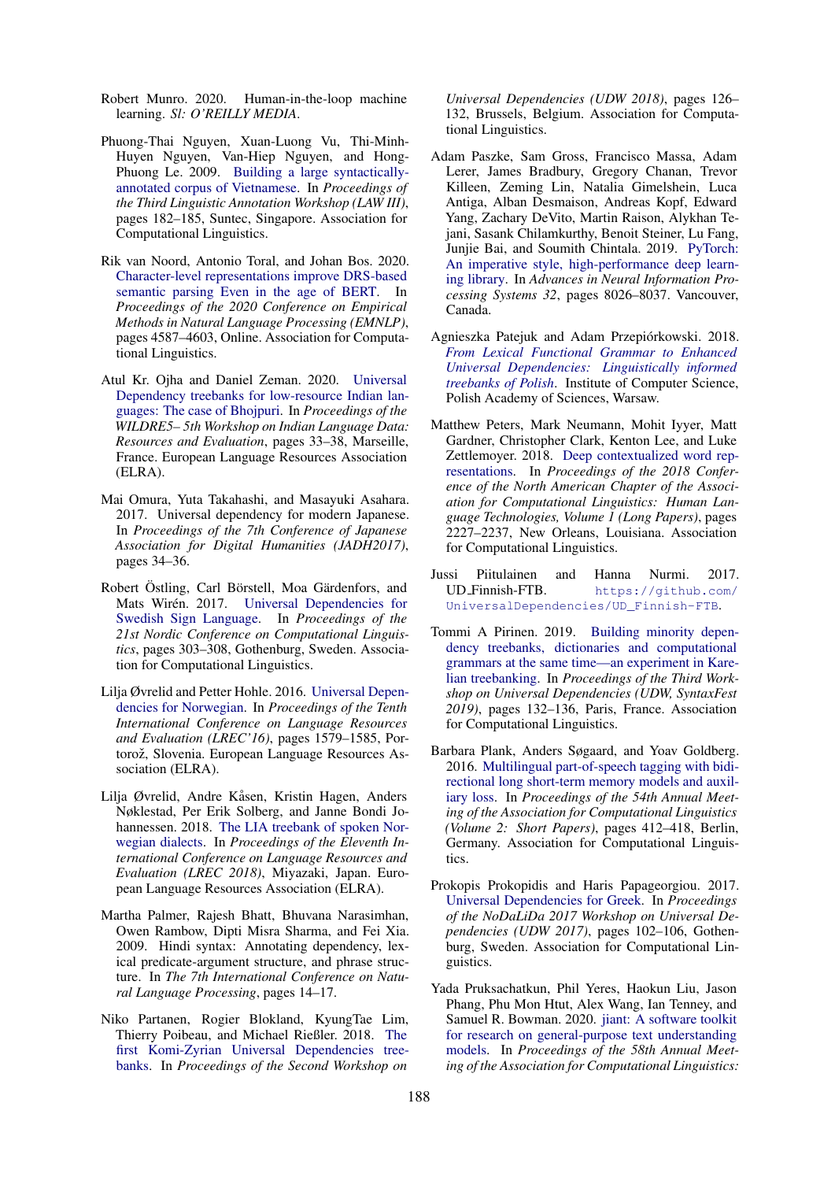Robert Munro. 2020. Human-in-the-loop machine learning. *Sl: O'REILLY MEDIA*.

Phuong-Thai Nguyen, Xuan-Luong Vu, Thi-Minh-Huyen Nguyen, Van-Hiep Nguyen, and Hong-Phuong Le. 2009. Building a large syntactically-annotated corpus of Vietnamese. In *Proceedings of the Third Linguistic Annotation Workshop (LAW III)*, pages 182–185, Suntec, Singapore. Association for Computational Linguistics.

Rik van Noord, Antonio Toral, and Johan Bos. 2020. Character-level representations improve DRS-based semantic parsing Even in the age of BERT. In *Proceedings of the 2020 Conference on Empirical Methods in Natural Language Processing (EMNLP)*, pages 4587–4603, Online. Association for Computational Linguistics.

Atul Kr. Ojha and Daniel Zeman. 2020. Universal Dependency treebanks for low-resource Indian languages: The case of Bhojpuri. In *Proceedings of the WILDRE5– 5th Workshop on Indian Language Data: Resources and Evaluation*, pages 33–38, Marseille, France. European Language Resources Association (ELRA).

Mai Omura, Yuta Takahashi, and Masayuki Asahara. 2017. Universal dependency for modern Japanese. In *Proceedings of the 7th Conference of Japanese Association for Digital Humanities (JADH2017)*, pages 34–36.

Robert Östling, Carl Börstell, Moa Gärdenfors, and Mats Wirén. 2017. Universal Dependencies for Swedish Sign Language. In *Proceedings of the 21st Nordic Conference on Computational Linguistics*, pages 303–308, Gothenburg, Sweden. Association for Computational Linguistics.

Lilja Øvrelid and Petter Hohle. 2016. Universal Dependencies for Norwegian. In *Proceedings of the Tenth International Conference on Language Resources and Evaluation (LREC'16)*, pages 1579–1585, Portorož, Slovenia. European Language Resources Association (ELRA).

Lilja Øvrelid, Andre Kåsen, Kristin Hagen, Anders Nøklestad, Per Erik Solberg, and Janne Bondi Johannessen. 2018. The LIA treebank of spoken Norwegian dialects. In *Proceedings of the Eleventh International Conference on Language Resources and Evaluation (LREC 2018)*, Miyazaki, Japan. European Language Resources Association (ELRA).

Martha Palmer, Rajesh Bhatt, Bhuvana Narasimhan, Owen Rambow, Dipti Misra Sharma, and Fei Xia. 2009. Hindi syntax: Annotating dependency, lexical predicate-argument structure, and phrase structure. In *The 7th International Conference on Natural Language Processing*, pages 14–17.

Niko Partanen, Rogier Blokland, KyungTae Lim, Thierry Poibeau, and Michael Rießler. 2018. The first Komi-Zyrian Universal Dependencies treebanks. In *Proceedings of the Second Workshop on Universal Dependencies (UDW 2018)*, pages 126–132, Brussels, Belgium. Association for Computational Linguistics.

Adam Paszke, Sam Gross, Francisco Massa, Adam Lerer, James Bradbury, Gregory Chanan, Trevor Killeen, Zeming Lin, Natalia Gimelshein, Luca Antiga, Alban Desmaison, Andreas Kopf, Edward Yang, Zachary DeVito, Martin Raison, Alykhan Tejani, Sasank Chilamkurthy, Benoit Steiner, Lu Fang, Junjie Bai, and Soumith Chintala. 2019. PyTorch: An imperative style, high-performance deep learning library. In *Advances in Neural Information Processing Systems 32*, pages 8026–8037. Vancouver, Canada.

Agnieszka Patejuk and Adam Przepiórkowski. 2018. *From Lexical Functional Grammar to Enhanced Universal Dependencies: Linguistically informed treebanks of Polish*. Institute of Computer Science, Polish Academy of Sciences, Warsaw.

Matthew Peters, Mark Neumann, Mohit Iyyer, Matt Gardner, Christopher Clark, Kenton Lee, and Luke Zettlemoyer. 2018. Deep contextualized word representations. In *Proceedings of the 2018 Conference of the North American Chapter of the Association for Computational Linguistics: Human Language Technologies, Volume 1 (Long Papers)*, pages 2227–2237, New Orleans, Louisiana. Association for Computational Linguistics.

Jussi Piitulainen and Hanna Nurmi. 2017. UD_Finnish-FTB. https://github.com/UniversalDependencies/UD_Finnish-FTB.

Tommi A Pirinen. 2019. Building minority dependency treebanks, dictionaries and computational grammars at the same time—an experiment in Karelian treebanking. In *Proceedings of the Third Workshop on Universal Dependencies (UDW, SyntaxFest 2019)*, pages 132–136, Paris, France. Association for Computational Linguistics.

Barbara Plank, Anders Søgaard, and Yoav Goldberg. 2016. Multilingual part-of-speech tagging with bidirectional long short-term memory models and auxiliary loss. In *Proceedings of the 54th Annual Meeting of the Association for Computational Linguistics (Volume 2: Short Papers)*, pages 412–418, Berlin, Germany. Association for Computational Linguistics.

Prokopis Prokopidis and Haris Papageorgiou. 2017. Universal Dependencies for Greek. In *Proceedings of the NoDaLiDa 2017 Workshop on Universal Dependencies (UDW 2017)*, pages 102–106, Gothenburg, Sweden. Association for Computational Linguistics.

Yada Pruksachatkun, Phil Yeres, Haokun Liu, Jason Phang, Phu Mon Htut, Alex Wang, Ian Tenney, and Samuel R. Bowman. 2020. jiant: A software toolkit for research on general-purpose text understanding models. In *Proceedings of the 58th Annual Meeting of the Association for Computational Linguistics:*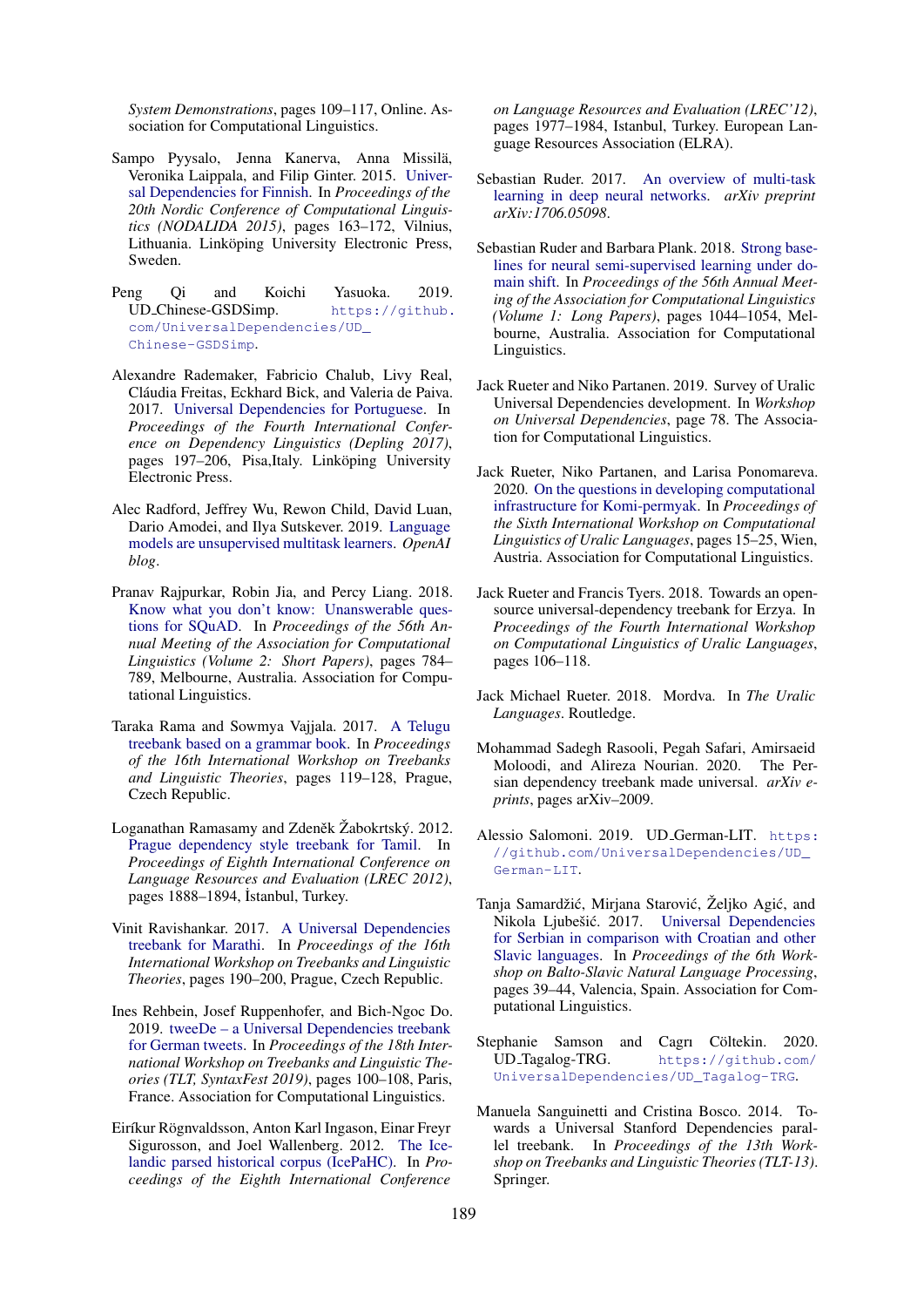*System Demonstrations*, pages 109–117, Online. Association for Computational Linguistics.

Sampo Pyysalo, Jenna Kanerva, Anna Missilä, Veronika Laippala, and Filip Ginter. 2015. Universal Dependencies for Finnish. In *Proceedings of the 20th Nordic Conference of Computational Linguistics (NODALIDA 2015)*, pages 163–172, Vilnius, Lithuania. Linköping University Electronic Press, Sweden.

Peng Qi and Koichi Yasuoka. 2019. UD_Chinese-GSDSimp. https://github.com/UniversalDependencies/UD_Chinese-GSDSimp.

Alexandre Rademaker, Fabricio Chalub, Livy Real, Cláudia Freitas, Eckhard Bick, and Valeria de Paiva. 2017. Universal Dependencies for Portuguese. In *Proceedings of the Fourth International Conference on Dependency Linguistics (Depling 2017)*, pages 197–206, Pisa,Italy. Linköping University Electronic Press.

Alec Radford, Jeffrey Wu, Rewon Child, David Luan, Dario Amodei, and Ilya Sutskever. 2019. Language models are unsupervised multitask learners. *OpenAI blog*.

Pranav Rajpurkar, Robin Jia, and Percy Liang. 2018. Know what you don't know: Unanswerable questions for SQuAD. In *Proceedings of the 56th Annual Meeting of the Association for Computational Linguistics (Volume 2: Short Papers)*, pages 784–789, Melbourne, Australia. Association for Computational Linguistics.

Taraka Rama and Sowmya Vajjala. 2017. A Telugu treebank based on a grammar book. In *Proceedings of the 16th International Workshop on Treebanks and Linguistic Theories*, pages 119–128, Prague, Czech Republic.

Loganathan Ramasamy and Zdeněk Žabokrtský. 2012. Prague dependency style treebank for Tamil. In *Proceedings of Eighth International Conference on Language Resources and Evaluation (LREC 2012)*, pages 1888–1894, İstanbul, Turkey.

Vinit Ravishankar. 2017. A Universal Dependencies treebank for Marathi. In *Proceedings of the 16th International Workshop on Treebanks and Linguistic Theories*, pages 190–200, Prague, Czech Republic.

Ines Rehbein, Josef Ruppenhofer, and Bich-Ngoc Do. 2019. tweeDe – a Universal Dependencies treebank for German tweets. In *Proceedings of the 18th International Workshop on Treebanks and Linguistic Theories (TLT, SyntaxFest 2019)*, pages 100–108, Paris, France. Association for Computational Linguistics.

Eiríkur Rögnvaldsson, Anton Karl Ingason, Einar Freyr Sigurosson, and Joel Wallenberg. 2012. The Icelandic parsed historical corpus (IcePaHC). In *Proceedings of the Eighth International Conference on Language Resources and Evaluation (LREC'12)*, pages 1977–1984, Istanbul, Turkey. European Language Resources Association (ELRA).

Sebastian Ruder. 2017. An overview of multi-task learning in deep neural networks. *arXiv preprint arXiv:1706.05098*.

Sebastian Ruder and Barbara Plank. 2018. Strong baselines for neural semi-supervised learning under domain shift. In *Proceedings of the 56th Annual Meeting of the Association for Computational Linguistics (Volume 1: Long Papers)*, pages 1044–1054, Melbourne, Australia. Association for Computational Linguistics.

Jack Rueter and Niko Partanen. 2019. Survey of Uralic Universal Dependencies development. In *Workshop on Universal Dependencies*, page 78. The Association for Computational Linguistics.

Jack Rueter, Niko Partanen, and Larisa Ponomareva. 2020. On the questions in developing computational infrastructure for Komi-permyak. In *Proceedings of the Sixth International Workshop on Computational Linguistics of Uralic Languages*, pages 15–25, Wien, Austria. Association for Computational Linguistics.

Jack Rueter and Francis Tyers. 2018. Towards an open-source universal-dependency treebank for Erzya. In *Proceedings of the Fourth International Workshop on Computational Linguistics of Uralic Languages*, pages 106–118.

Jack Michael Rueter. 2018. Mordva. In *The Uralic Languages*. Routledge.

Mohammad Sadegh Rasooli, Pegah Safari, Amirsaeid Moloodi, and Alireza Nourian. 2020. The Persian dependency treebank made universal. *arXiv e-prints*, pages arXiv–2009.

Alessio Salomoni. 2019. UD_German-LIT. https://github.com/UniversalDependencies/UD_German-LIT.

Tanja Samardžić, Mirjana Starović, Željko Agić, and Nikola Ljubešić. 2017. Universal Dependencies for Serbian in comparison with Croatian and other Slavic languages. In *Proceedings of the 6th Workshop on Balto-Slavic Natural Language Processing*, pages 39–44, Valencia, Spain. Association for Computational Linguistics.

Stephanie Samson and Cagrı Cöltekin. 2020. UD_Tagalog-TRG. https://github.com/UniversalDependencies/UD_Tagalog-TRG.

Manuela Sanguinetti and Cristina Bosco. 2014. Towards a Universal Stanford Dependencies parallel treebank. In *Proceedings of the 13th Workshop on Treebanks and Linguistic Theories (TLT-13)*. Springer.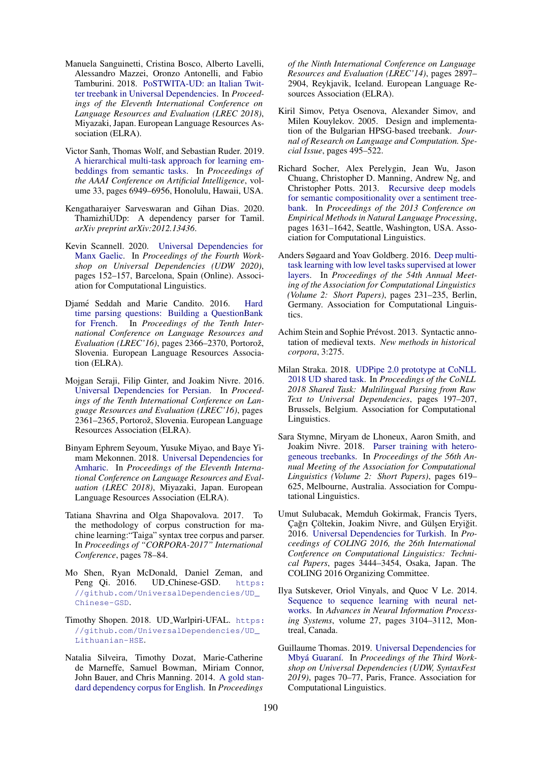Manuela Sanguinetti, Cristina Bosco, Alberto Lavelli, Alessandro Mazzei, Oronzo Antonelli, and Fabio Tamburini. 2018. PoSTWITA-UD: an Italian Twitter treebank in Universal Dependencies. In *Proceedings of the Eleventh International Conference on Language Resources and Evaluation (LREC 2018)*, Miyazaki, Japan. European Language Resources Association (ELRA).

Victor Sanh, Thomas Wolf, and Sebastian Ruder. 2019. A hierarchical multi-task approach for learning embeddings from semantic tasks. In *Proceedings of the AAAI Conference on Artificial Intelligence*, volume 33, pages 6949–6956, Honolulu, Hawaii, USA.

Kengatharaiyer Sarveswaran and Gihan Dias. 2020. ThamizhiUDp: A dependency parser for Tamil. *arXiv preprint arXiv:2012.13436*.

Kevin Scannell. 2020. Universal Dependencies for Manx Gaelic. In *Proceedings of the Fourth Workshop on Universal Dependencies (UDW 2020)*, pages 152–157, Barcelona, Spain (Online). Association for Computational Linguistics.

Djamé Seddah and Marie Candito. 2016. Hard time parsing questions: Building a QuestionBank for French. In *Proceedings of the Tenth International Conference on Language Resources and Evaluation (LREC'16)*, pages 2366–2370, Portorož, Slovenia. European Language Resources Association (ELRA).

Mojgan Seraji, Filip Ginter, and Joakim Nivre. 2016. Universal Dependencies for Persian. In *Proceedings of the Tenth International Conference on Language Resources and Evaluation (LREC'16)*, pages 2361–2365, Portorož, Slovenia. European Language Resources Association (ELRA).

Binyam Ephrem Seyoum, Yusuke Miyao, and Baye Yimam Mekonnen. 2018. Universal Dependencies for Amharic. In *Proceedings of the Eleventh International Conference on Language Resources and Evaluation (LREC 2018)*, Miyazaki, Japan. European Language Resources Association (ELRA).

Tatiana Shavrina and Olga Shapovalova. 2017. To the methodology of corpus construction for machine learning:"Taiga" syntax tree corpus and parser. In *Proceedings of "CORPORA-2017" International Conference*, pages 78–84.

Mo Shen, Ryan McDonald, Daniel Zeman, and Peng Qi. 2016. UD_Chinese-GSD. https://github.com/UniversalDependencies/UD_Chinese-GSD.

Timothy Shopen. 2018. UD_Warlpiri-UFAL. https://github.com/UniversalDependencies/UD_Lithuanian-HSE.

Natalia Silveira, Timothy Dozat, Marie-Catherine de Marneffe, Samuel Bowman, Miriam Connor, John Bauer, and Chris Manning. 2014. A gold standard dependency corpus for English. In *Proceedings of the Ninth International Conference on Language Resources and Evaluation (LREC'14)*, pages 2897–2904, Reykjavik, Iceland. European Language Resources Association (ELRA).

Kiril Simov, Petya Osenova, Alexander Simov, and Milen Kouylekov. 2005. Design and implementation of the Bulgarian HPSG-based treebank. *Journal of Research on Language and Computation. Special Issue*, pages 495–522.

Richard Socher, Alex Perelygin, Jean Wu, Jason Chuang, Christopher D. Manning, Andrew Ng, and Christopher Potts. 2013. Recursive deep models for semantic compositionality over a sentiment treebank. In *Proceedings of the 2013 Conference on Empirical Methods in Natural Language Processing*, pages 1631–1642, Seattle, Washington, USA. Association for Computational Linguistics.

Anders Søgaard and Yoav Goldberg. 2016. Deep multi-task learning with low level tasks supervised at lower layers. In *Proceedings of the 54th Annual Meeting of the Association for Computational Linguistics (Volume 2: Short Papers)*, pages 231–235, Berlin, Germany. Association for Computational Linguistics.

Achim Stein and Sophie Prévost. 2013. Syntactic annotation of medieval texts. *New methods in historical corpora*, 3:275.

Milan Straka. 2018. UDPipe 2.0 prototype at CoNLL 2018 UD shared task. In *Proceedings of the CoNLL 2018 Shared Task: Multilingual Parsing from Raw Text to Universal Dependencies*, pages 197–207, Brussels, Belgium. Association for Computational Linguistics.

Sara Stymne, Miryam de Lhoneux, Aaron Smith, and Joakim Nivre. 2018. Parser training with heterogeneous treebanks. In *Proceedings of the 56th Annual Meeting of the Association for Computational Linguistics (Volume 2: Short Papers)*, pages 619–625, Melbourne, Australia. Association for Computational Linguistics.

Umut Sulubacak, Memduh Gokirmak, Francis Tyers, Çağrı Çöltekin, Joakim Nivre, and Gülşen Eryiğit. 2016. Universal Dependencies for Turkish. In *Proceedings of COLING 2016, the 26th International Conference on Computational Linguistics: Technical Papers*, pages 3444–3454, Osaka, Japan. The COLING 2016 Organizing Committee.

Ilya Sutskever, Oriol Vinyals, and Quoc V Le. 2014. Sequence to sequence learning with neural networks. In *Advances in Neural Information Processing Systems*, volume 27, pages 3104–3112, Montreal, Canada.

Guillaume Thomas. 2019. Universal Dependencies for Mbyá Guaraní. In *Proceedings of the Third Workshop on Universal Dependencies (UDW, SyntaxFest 2019)*, pages 70–77, Paris, France. Association for Computational Linguistics.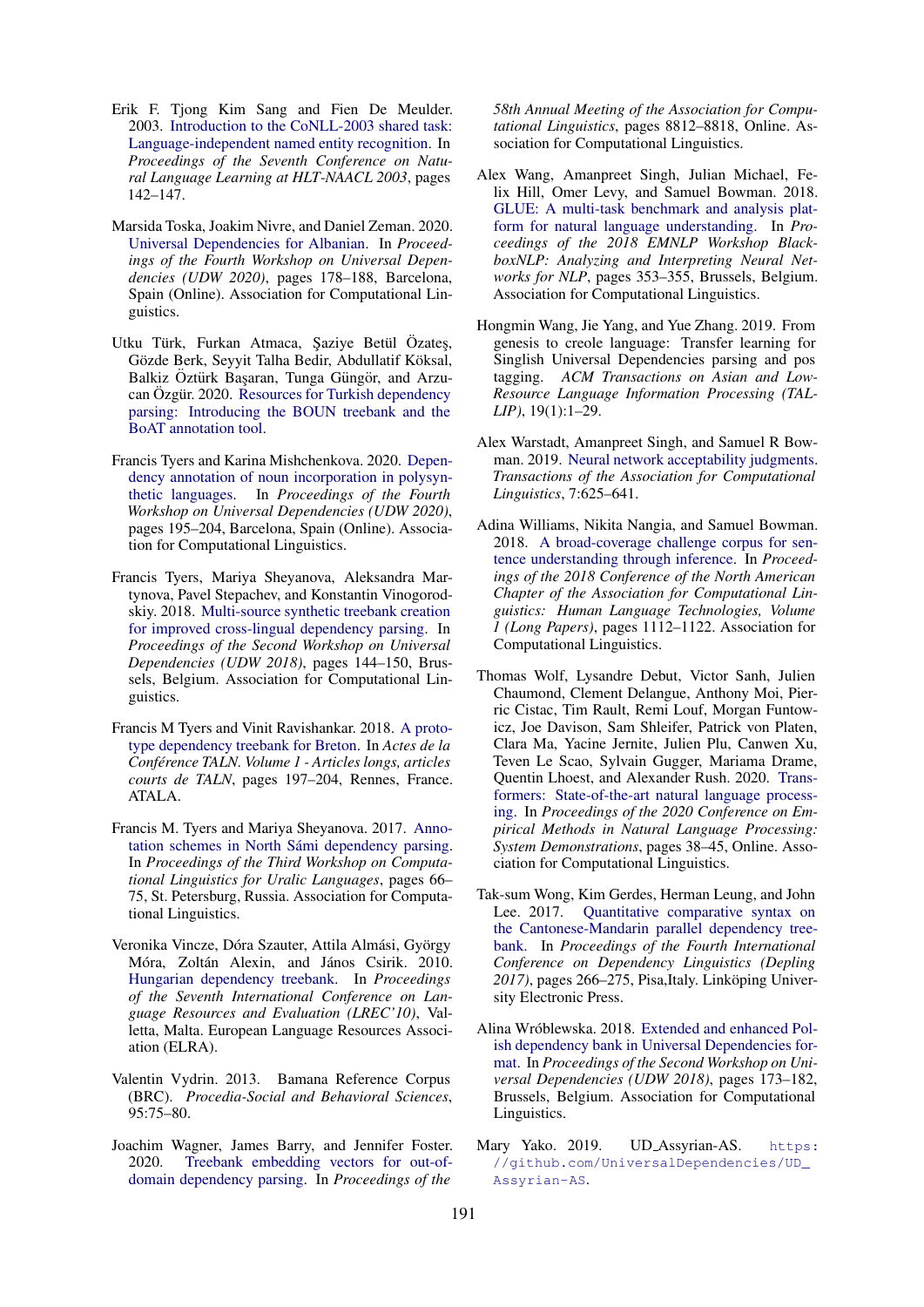Erik F. Tjong Kim Sang and Fien De Meulder. 2003. Introduction to the CoNLL-2003 shared task: Language-independent named entity recognition. In *Proceedings of the Seventh Conference on Natural Language Learning at HLT-NAACL 2003*, pages 142–147.

Marsida Toska, Joakim Nivre, and Daniel Zeman. 2020. Universal Dependencies for Albanian. In *Proceedings of the Fourth Workshop on Universal Dependencies (UDW 2020)*, pages 178–188, Barcelona, Spain (Online). Association for Computational Linguistics.

Utku Türk, Furkan Atmaca, Şaziye Betül Özateş, Gözde Berk, Seyyit Talha Bedir, Abdullatif Köksal, Balkiz Öztürk Başaran, Tunga Güngör, and Arzucan Özgür. 2020. Resources for Turkish dependency parsing: Introducing the BOUN treebank and the BoAT annotation tool.

Francis Tyers and Karina Mishchenkova. 2020. Dependency annotation of noun incorporation in polysynthetic languages. In *Proceedings of the Fourth Workshop on Universal Dependencies (UDW 2020)*, pages 195–204, Barcelona, Spain (Online). Association for Computational Linguistics.

Francis Tyers, Mariya Sheyanova, Aleksandra Martynova, Pavel Stepachev, and Konstantin Vinogorodskiy. 2018. Multi-source synthetic treebank creation for improved cross-lingual dependency parsing. In *Proceedings of the Second Workshop on Universal Dependencies (UDW 2018)*, pages 144–150, Brussels, Belgium. Association for Computational Linguistics.

Francis M Tyers and Vinit Ravishankar. 2018. A prototype dependency treebank for Breton. In *Actes de la Conférence TALN. Volume 1 - Articles longs, articles courts de TALN*, pages 197–204, Rennes, France. ATALA.

Francis M. Tyers and Mariya Sheyanova. 2017. Annotation schemes in North Sámi dependency parsing. In *Proceedings of the Third Workshop on Computational Linguistics for Uralic Languages*, pages 66–75, St. Petersburg, Russia. Association for Computational Linguistics.

Veronika Vincze, Dóra Szauter, Attila Almási, György Móra, Zoltán Alexin, and János Csirik. 2010. Hungarian dependency treebank. In *Proceedings of the Seventh International Conference on Language Resources and Evaluation (LREC'10)*, Valletta, Malta. European Language Resources Association (ELRA).

Valentin Vydrin. 2013. Bamana Reference Corpus (BRC). *Procedia-Social and Behavioral Sciences*, 95:75–80.

Joachim Wagner, James Barry, and Jennifer Foster. 2020. Treebank embedding vectors for out-of-domain dependency parsing. In *Proceedings of the 58th Annual Meeting of the Association for Computational Linguistics*, pages 8812–8818, Online. Association for Computational Linguistics.

Alex Wang, Amanpreet Singh, Julian Michael, Felix Hill, Omer Levy, and Samuel Bowman. 2018. GLUE: A multi-task benchmark and analysis platform for natural language understanding. In *Proceedings of the 2018 EMNLP Workshop BlackboxNLP: Analyzing and Interpreting Neural Networks for NLP*, pages 353–355, Brussels, Belgium. Association for Computational Linguistics.

Hongmin Wang, Jie Yang, and Yue Zhang. 2019. From genesis to creole language: Transfer learning for Singlish Universal Dependencies parsing and pos tagging. *ACM Transactions on Asian and Low-Resource Language Information Processing (TALLIP)*, 19(1):1–29.

Alex Warstadt, Amanpreet Singh, and Samuel R Bowman. 2019. Neural network acceptability judgments. *Transactions of the Association for Computational Linguistics*, 7:625–641.

Adina Williams, Nikita Nangia, and Samuel Bowman. 2018. A broad-coverage challenge corpus for sentence understanding through inference. In *Proceedings of the 2018 Conference of the North American Chapter of the Association for Computational Linguistics: Human Language Technologies, Volume 1 (Long Papers)*, pages 1112–1122. Association for Computational Linguistics.

Thomas Wolf, Lysandre Debut, Victor Sanh, Julien Chaumond, Clement Delangue, Anthony Moi, Pierric Cistac, Tim Rault, Remi Louf, Morgan Funtowicz, Joe Davison, Sam Shleifer, Patrick von Platen, Clara Ma, Yacine Jernite, Julien Plu, Canwen Xu, Teven Le Scao, Sylvain Gugger, Mariama Drame, Quentin Lhoest, and Alexander Rush. 2020. Transformers: State-of-the-art natural language processing. In *Proceedings of the 2020 Conference on Empirical Methods in Natural Language Processing: System Demonstrations*, pages 38–45, Online. Association for Computational Linguistics.

Tak-sum Wong, Kim Gerdes, Herman Leung, and John Lee. 2017. Quantitative comparative syntax on the Cantonese-Mandarin parallel dependency treebank. In *Proceedings of the Fourth International Conference on Dependency Linguistics (Depling 2017)*, pages 266–275, Pisa,Italy. Linköping University Electronic Press.

Alina Wróblewska. 2018. Extended and enhanced Polish dependency bank in Universal Dependencies format. In *Proceedings of the Second Workshop on Universal Dependencies (UDW 2018)*, pages 173–182, Brussels, Belgium. Association for Computational Linguistics.

Mary Yako. 2019. UD_Assyrian-AS. `https://github.com/UniversalDependencies/UD_Assyrian-AS`.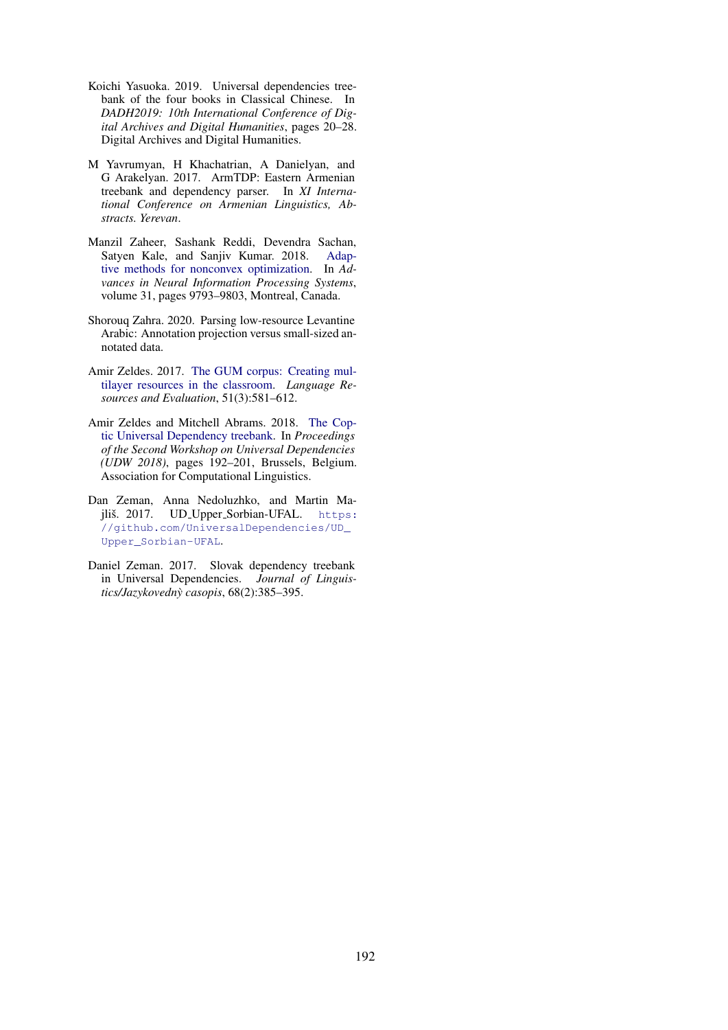Koichi Yasuoka. 2019. Universal dependencies treebank of the four books in Classical Chinese. In *DADH2019: 10th International Conference of Digital Archives and Digital Humanities*, pages 20–28. Digital Archives and Digital Humanities.

M Yavrumyan, H Khachatrian, A Danielyan, and G Arakelyan. 2017. ArmTDP: Eastern Armenian treebank and dependency parser. In *XI International Conference on Armenian Linguistics, Abstracts. Yerevan*.

Manzil Zaheer, Sashank Reddi, Devendra Sachan, Satyen Kale, and Sanjiv Kumar. 2018. Adaptive methods for nonconvex optimization. In *Advances in Neural Information Processing Systems*, volume 31, pages 9793–9803, Montreal, Canada.

Shorouq Zahra. 2020. Parsing low-resource Levantine Arabic: Annotation projection versus small-sized annotated data.

Amir Zeldes. 2017. The GUM corpus: Creating multilayer resources in the classroom. *Language Resources and Evaluation*, 51(3):581–612.

Amir Zeldes and Mitchell Abrams. 2018. The Coptic Universal Dependency treebank. In *Proceedings of the Second Workshop on Universal Dependencies (UDW 2018)*, pages 192–201, Brussels, Belgium. Association for Computational Linguistics.

Dan Zeman, Anna Nedoluzhko, and Martin Majliš. 2017. UD_Upper_Sorbian-UFAL. https://github.com/UniversalDependencies/UD_Upper_Sorbian-UFAL.

Daniel Zeman. 2017. Slovak dependency treebank in Universal Dependencies. *Journal of Linguistics/Jazykovedný casopis*, 68(2):385–395.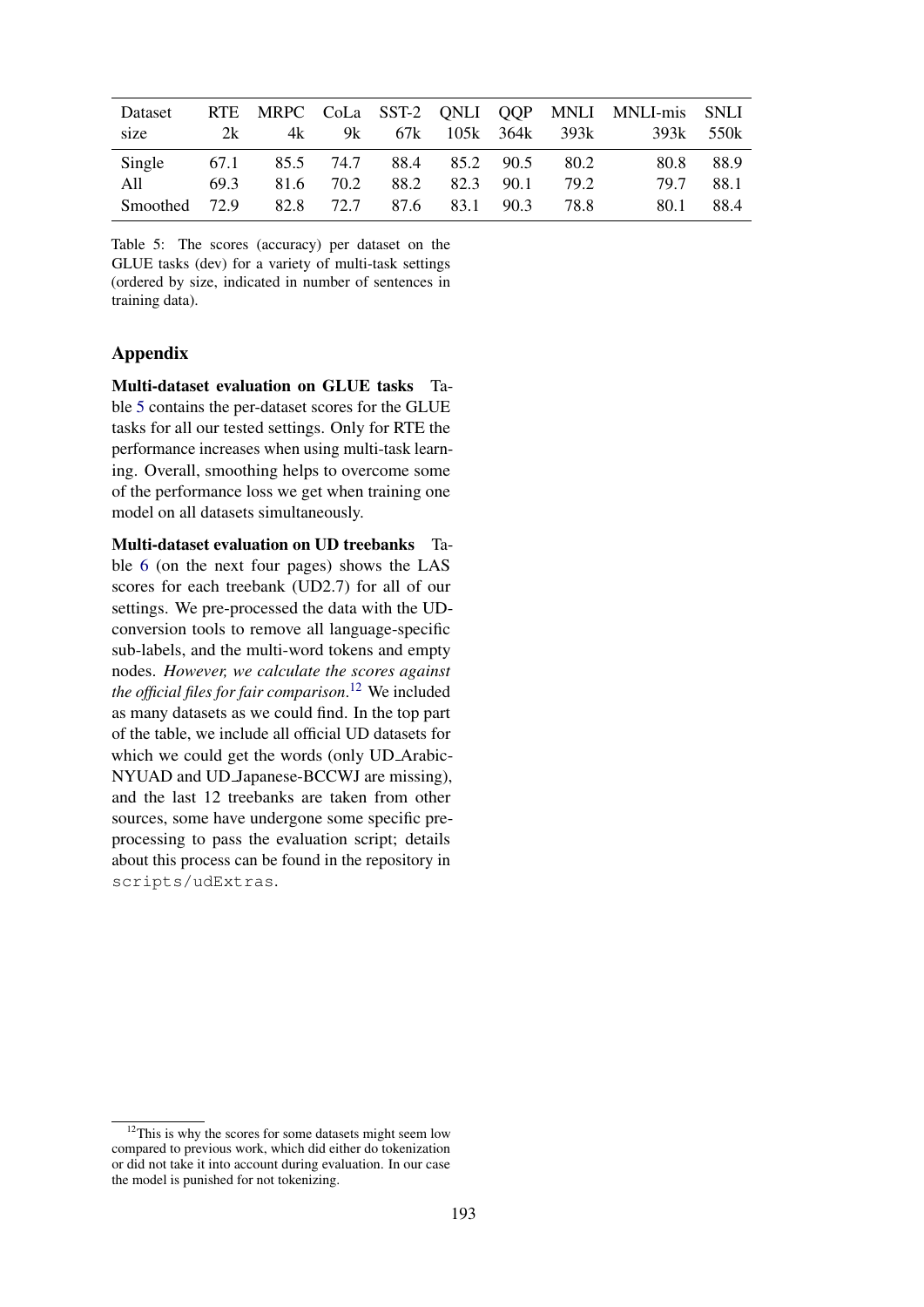| Dataset size | RTE 2k | MRPC 4k | CoLa 9k | SST-2 67k | QNLI 105k | QQP 364k | MNLI 393k | MNLI-mis 393k | SNLI 550k |
|---|---|---|---|---|---|---|---|---|---|
| Single | 67.1 | 85.5 | 74.7 | 88.4 | 85.2 | 90.5 | 80.2 | 80.8 | 88.9 |
| All | 69.3 | 81.6 | 70.2 | 88.2 | 82.3 | 90.1 | 79.2 | 79.7 | 88.1 |
| Smoothed | 72.9 | 82.8 | 72.7 | 87.6 | 83.1 | 90.3 | 78.8 | 80.1 | 88.4 |

Table 5: The scores (accuracy) per dataset on the GLUE tasks (dev) for a variety of multi-task settings (ordered by size, indicated in number of sentences in training data).

## Appendix

**Multi-dataset evaluation on GLUE tasks** Table 5 contains the per-dataset scores for the GLUE tasks for all our tested settings. Only for RTE the performance increases when using multi-task learning. Overall, smoothing helps to overcome some of the performance loss we get when training one model on all datasets simultaneously.

**Multi-dataset evaluation on UD treebanks** Table 6 (on the next four pages) shows the LAS scores for each treebank (UD2.7) for all of our settings. We pre-processed the data with the UD-conversion tools to remove all language-specific sub-labels, and the multi-word tokens and empty nodes. *However, we calculate the scores against the official files for fair comparison.*[12] We included as many datasets as we could find. In the top part of the table, we include all official UD datasets for which we could get the words (only UD_Arabic-NYUAD and UD_Japanese-BCCWJ are missing), and the last 12 treebanks are taken from other sources, some have undergone some specific pre-processing to pass the evaluation script; details about this process can be found in the repository in `scripts/udExtras`.

[12] This is why the scores for some datasets might seem low compared to previous work, which did either do tokenization or did not take it into account during evaluation. In our case the model is punished for not tokenizing.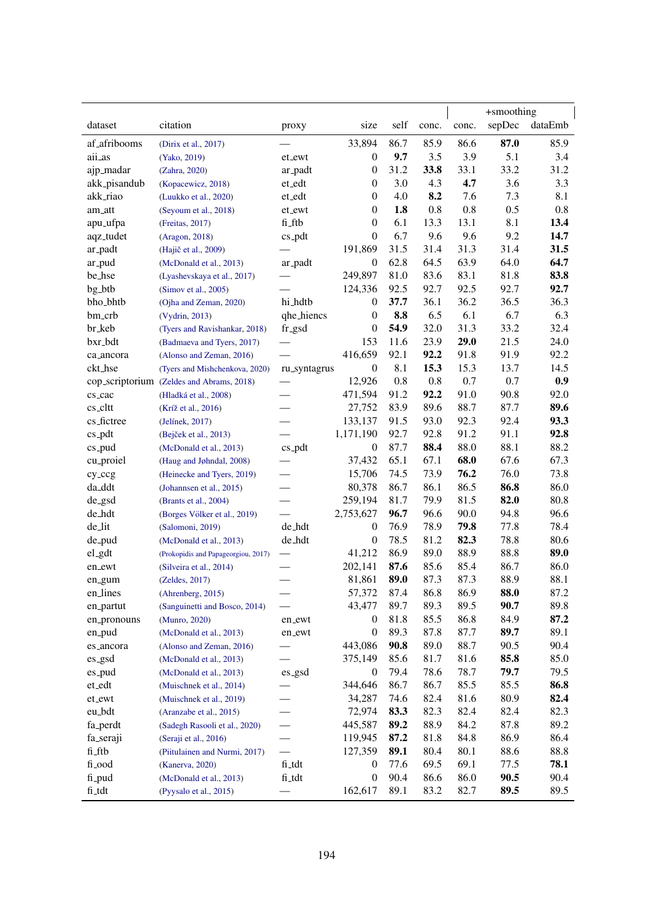| dataset | citation | proxy | size | self | conc. | +smoothing conc. | sepDec | dataEmb |
|---|---|---|---|---|---|---|---|---|
| af_afribooms | (Dirix et al., 2017) | — | 33,894 | 86.7 | 85.9 | 86.6 | **87.0** | 85.9 |
| aii_as | (Yako, 2019) | et_ewt | 0 | **9.7** | 3.5 | 3.9 | 5.1 | 3.4 |
| ajp_madar | (Zahra, 2020) | ar_padt | 0 | 31.2 | **33.8** | 33.1 | 33.2 | 31.2 |
| akk_pisandub | (Kopacewicz, 2018) | et_edt | 0 | 3.0 | 4.3 | **4.7** | 3.6 | 3.3 |
| akk_riao | (Luukko et al., 2020) | et_edt | 0 | 4.0 | **8.2** | 7.6 | 7.3 | 8.1 |
| am_att | (Seyoum et al., 2018) | et_ewt | 0 | **1.8** | 0.8 | 0.8 | 0.5 | 0.8 |
| apu_ufpa | (Freitas, 2017) | fi_ftb | 0 | 6.1 | 13.3 | 13.1 | 8.1 | **13.4** |
| aqz_tudet | (Aragon, 2018) | cs_pdt | 0 | 6.7 | 9.6 | 9.6 | 9.2 | **14.7** |
| ar_padt | (Hajič et al., 2009) | — | 191,869 | 31.5 | 31.4 | 31.3 | 31.4 | **31.5** |
| ar_pud | (McDonald et al., 2013) | ar_padt | 0 | 62.8 | 64.5 | 63.9 | 64.0 | **64.7** |
| be_hse | (Lyashevskaya et al., 2017) | — | 249,897 | 81.0 | 83.6 | 83.1 | 81.8 | **83.8** |
| bg_btb | (Simov et al., 2005) | — | 124,336 | 92.5 | 92.7 | 92.5 | 92.7 | **92.7** |
| bho_bhtb | (Ojha and Zeman, 2020) | hi_hdtb | 0 | **37.7** | 36.1 | 36.2 | 36.5 | 36.3 |
| bm_crb | (Vydrin, 2013) | qhe_hiencs | 0 | **8.8** | 6.5 | 6.1 | 6.7 | 6.3 |
| br_keb | (Tyers and Ravishankar, 2018) | fr_gsd | 0 | **54.9** | 32.0 | 31.3 | 33.2 | 32.4 |
| bxr_bdt | (Badmaeva and Tyers, 2017) | — | 153 | 11.6 | 23.9 | **29.0** | 21.5 | 24.0 |
| ca_ancora | (Alonso and Zeman, 2016) | — | 416,659 | 92.1 | **92.2** | 91.8 | 91.9 | 92.2 |
| ckt_hse | (Tyers and Mishchenkova, 2020) | ru_syntagrus | 0 | 8.1 | **15.3** | 15.3 | 13.7 | 14.5 |
| cop_scriptorium | (Zeldes and Abrams, 2018) | — | 12,926 | 0.8 | 0.8 | 0.7 | 0.7 | **0.9** |
| cs_cac | (Hladká et al., 2008) | — | 471,594 | 91.2 | **92.2** | 91.0 | 90.8 | 92.0 |
| cs_cltt | (Kríž et al., 2016) | — | 27,752 | 83.9 | 89.6 | 88.7 | 87.7 | **89.6** |
| cs_fictree | (Jelínek, 2017) | — | 133,137 | 91.5 | 93.0 | 92.3 | 92.4 | **93.3** |
| cs_pdt | (Bejček et al., 2013) | — | 1,171,190 | 92.7 | 92.8 | 91.2 | 91.1 | **92.8** |
| cs_pud | (McDonald et al., 2013) | cs_pdt | 0 | 87.7 | **88.4** | 88.0 | 88.1 | 88.2 |
| cu_proiel | (Haug and Jøhndal, 2008) | — | 37,432 | 65.1 | 67.1 | **68.0** | 67.6 | 67.3 |
| cy_ccg | (Heinecke and Tyers, 2019) | — | 15,706 | 74.5 | 73.9 | **76.2** | 76.0 | 73.8 |
| da_ddt | (Johannsen et al., 2015) | — | 80,378 | 86.7 | 86.1 | 86.5 | **86.8** | 86.0 |
| de_gsd | (Brants et al., 2004) | — | 259,194 | 81.7 | 79.9 | 81.5 | **82.0** | 80.8 |
| de_hdt | (Borges Völker et al., 2019) | — | 2,753,627 | **96.7** | 96.6 | 90.0 | 94.8 | 96.6 |
| de_lit | (Salomoni, 2019) | de_hdt | 0 | 76.9 | 78.9 | **79.8** | 77.8 | 78.4 |
| de_pud | (McDonald et al., 2013) | de_hdt | 0 | 78.5 | 81.2 | **82.3** | 78.8 | 80.6 |
| el_gdt | (Prokopidis and Papageorgiou, 2017) | — | 41,212 | 86.9 | 89.0 | 88.9 | 88.8 | **89.0** |
| en_ewt | (Silveira et al., 2014) | — | 202,141 | **87.6** | 85.6 | 85.4 | 86.7 | 86.0 |
| en_gum | (Zeldes, 2017) | — | 81,861 | **89.0** | 87.3 | 87.3 | 88.9 | 88.1 |
| en_lines | (Ahrenberg, 2015) | — | 57,372 | 87.4 | 86.8 | 86.9 | **88.0** | 87.2 |
| en_partut | (Sanguinetti and Bosco, 2014) | — | 43,477 | 89.7 | 89.3 | 89.5 | **90.7** | 89.8 |
| en_pronouns | (Munro, 2020) | en_ewt | 0 | 81.8 | 85.5 | 86.8 | 84.9 | **87.2** |
| en_pud | (McDonald et al., 2013) | en_ewt | 0 | 89.3 | 87.8 | 87.7 | **89.7** | 89.1 |
| es_ancora | (Alonso and Zeman, 2016) | — | 443,086 | **90.8** | 89.0 | 88.7 | 90.5 | 90.4 |
| es_gsd | (McDonald et al., 2013) | — | 375,149 | 85.6 | 81.7 | 81.6 | **85.8** | 85.0 |
| es_pud | (McDonald et al., 2013) | es_gsd | 0 | 79.4 | 78.6 | 78.7 | **79.7** | 79.5 |
| et_edt | (Muischnek et al., 2014) | — | 344,646 | 86.7 | 86.7 | 85.5 | 85.5 | **86.8** |
| et_ewt | (Muischnek et al., 2019) | — | 34,287 | 74.6 | 82.4 | 81.6 | 80.9 | **82.4** |
| eu_bdt | (Aranzabe et al., 2015) | — | 72,974 | **83.3** | 82.3 | 82.4 | 82.4 | 82.3 |
| fa_perdt | (Sadegh Rasooli et al., 2020) | — | 445,587 | **89.2** | 88.9 | 84.2 | 87.8 | 89.2 |
| fa_seraji | (Seraji et al., 2016) | — | 119,945 | **87.2** | 81.8 | 84.8 | 86.9 | 86.4 |
| fi_ftb | (Piitulainen and Nurmi, 2017) | — | 127,359 | **89.1** | 80.4 | 80.1 | 88.6 | 88.8 |
| fi_ood | (Kanerva, 2020) | fi_tdt | 0 | 77.6 | 69.5 | 69.1 | 77.5 | **78.1** |
| fi_pud | (McDonald et al., 2013) | fi_tdt | 0 | 90.4 | 86.6 | 86.0 | **90.5** | 90.4 |
| fi_tdt | (Pyysalo et al., 2015) | — | 162,617 | 89.1 | 83.2 | 82.7 | **89.5** | 89.5 |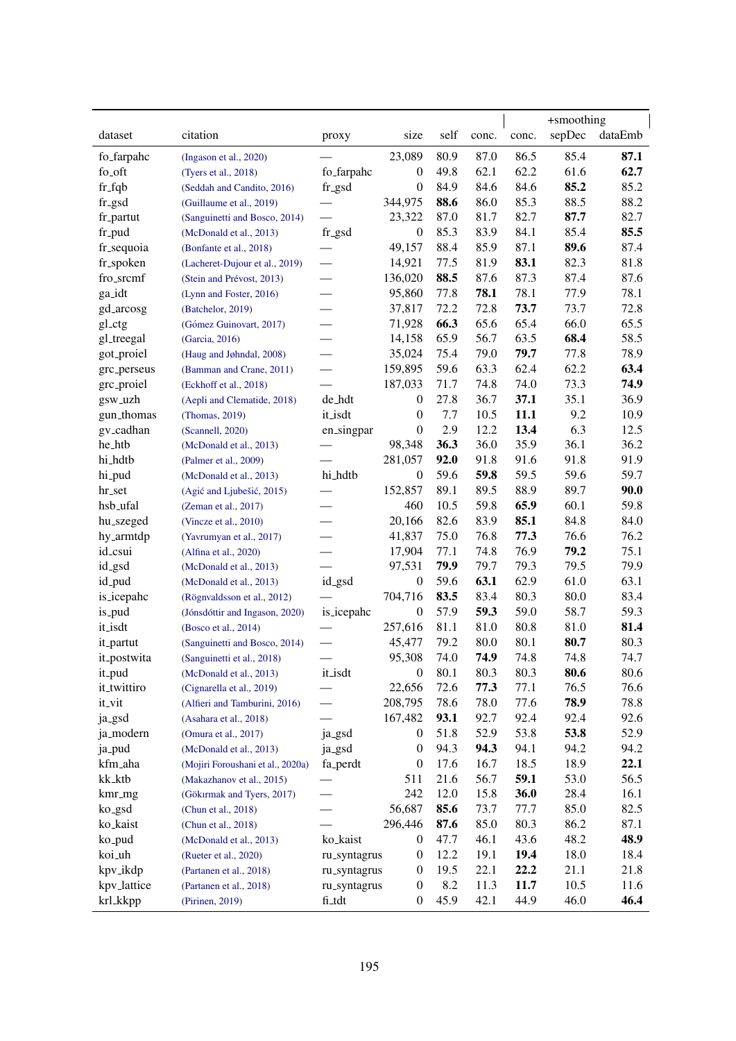| dataset | citation | proxy | size | self | conc. | +smoothing conc. | sepDec | dataEmb |
|---|---|---|---|---|---|---|---|---|
| fo_farpahc | (Ingason et al., 2020) | — | 23,089 | 80.9 | 87.0 | 86.5 | 85.4 | **87.1** |
| fo_oft | (Tyers et al., 2018) | fo_farpahc | 0 | 49.8 | 62.1 | 62.2 | 61.6 | **62.7** |
| fr_fqb | (Seddah and Candito, 2016) | fr_gsd | 0 | 84.9 | 84.6 | 84.6 | **85.2** | 85.2 |
| fr_gsd | (Guillaume et al., 2019) | — | 344,975 | **88.6** | 86.0 | 85.3 | 88.5 | 88.2 |
| fr_partut | (Sanguinetti and Bosco, 2014) | — | 23,322 | 87.0 | 81.7 | 82.7 | **87.7** | 82.7 |
| fr_pud | (McDonald et al., 2013) | fr_gsd | 0 | 85.3 | 83.9 | 84.1 | 85.4 | **85.5** |
| fr_sequoia | (Bonfante et al., 2018) | — | 49,157 | 88.4 | 85.9 | 87.1 | **89.6** | 87.4 |
| fr_spoken | (Lacheret-Dujour et al., 2019) | — | 14,921 | 77.5 | 81.9 | **83.1** | 82.3 | 81.8 |
| fro_srcmf | (Stein and Prévost, 2013) | — | 136,020 | **88.5** | 87.6 | 87.3 | 87.4 | 87.6 |
| ga_idt | (Lynn and Foster, 2016) | — | 95,860 | 77.8 | **78.1** | 78.1 | 77.9 | 78.1 |
| gd_arcosg | (Batchelor, 2019) | — | 37,817 | 72.2 | 72.8 | **73.7** | 73.7 | 72.8 |
| gl_ctg | (Gómez Guinovart, 2017) | — | 71,928 | **66.3** | 65.6 | 65.4 | 66.0 | 65.5 |
| gl_treegal | (Garcia, 2016) | — | 14,158 | 65.9 | 56.7 | 63.5 | **68.4** | 58.5 |
| got_proiel | (Haug and Jøhndal, 2008) | — | 35,024 | 75.4 | 79.0 | **79.7** | 77.8 | 78.9 |
| grc_perseus | (Bamman and Crane, 2011) | — | 159,895 | 59.6 | 63.3 | 62.4 | 62.2 | **63.4** |
| grc_proiel | (Eckhoff et al., 2018) | — | 187,033 | 71.7 | 74.8 | 74.0 | 73.3 | **74.9** |
| gsw_uzh | (Aepli and Clematide, 2018) | de_hdt | 0 | 27.8 | 36.7 | **37.1** | 35.1 | 36.9 |
| gun_thomas | (Thomas, 2019) | it_isdt | 0 | 7.7 | 10.5 | **11.1** | 9.2 | 10.9 |
| gv_cadhan | (Scannell, 2020) | en_singpar | 0 | 2.9 | 12.2 | **13.4** | 6.3 | 12.5 |
| he_htb | (McDonald et al., 2013) | — | 98,348 | **36.3** | 36.0 | 35.9 | 36.1 | 36.2 |
| hi_hdtb | (Palmer et al., 2009) | — | 281,057 | **92.0** | 91.8 | 91.6 | 91.8 | 91.9 |
| hi_pud | (McDonald et al., 2013) | hi_hdtb | 0 | 59.6 | **59.8** | 59.5 | 59.6 | 59.7 |
| hr_set | (Agić and Ljubešić, 2015) | — | 152,857 | 89.1 | 89.5 | 88.9 | 89.7 | **90.0** |
| hsb_ufal | (Zeman et al., 2017) | — | 460 | 10.5 | 59.8 | **65.9** | 60.1 | 59.8 |
| hu_szeged | (Vincze et al., 2010) | — | 20,166 | 82.6 | 83.9 | **85.1** | 84.8 | 84.0 |
| hy_armtdp | (Yavrumyan et al., 2017) | — | 41,837 | 75.0 | 76.8 | **77.3** | 76.6 | 76.2 |
| id_csui | (Alfina et al., 2020) | — | 17,904 | 77.1 | 74.8 | 76.9 | **79.2** | 75.1 |
| id_gsd | (McDonald et al., 2013) | — | 97,531 | **79.9** | 79.7 | 79.3 | 79.5 | 79.9 |
| id_pud | (McDonald et al., 2013) | id_gsd | 0 | 59.6 | **63.1** | 62.9 | 61.0 | 63.1 |
| is_icepahc | (Rögnvaldsson et al., 2012) | — | 704,716 | **83.5** | 83.4 | 80.3 | 80.0 | 83.4 |
| is_pud | (Jónsdóttir and Ingason, 2020) | is_icepahc | 0 | 57.9 | **59.3** | 59.0 | 58.7 | 59.3 |
| it_isdt | (Bosco et al., 2014) | — | 257,616 | 81.1 | 81.0 | 80.8 | 81.0 | **81.4** |
| it_partut | (Sanguinetti and Bosco, 2014) | — | 45,477 | 79.2 | 80.0 | 80.1 | **80.7** | 80.3 |
| it_postwita | (Sanguinetti et al., 2018) | — | 95,308 | 74.0 | **74.9** | 74.8 | 74.8 | 74.7 |
| it_pud | (McDonald et al., 2013) | it_isdt | 0 | 80.1 | 80.3 | 80.3 | **80.6** | 80.6 |
| it_twittiro | (Cignarella et al., 2019) | — | 22,656 | 72.6 | **77.3** | 77.1 | 76.5 | 76.6 |
| it_vit | (Alfieri and Tamburini, 2016) | — | 208,795 | 78.6 | 78.0 | 77.6 | **78.9** | 78.8 |
| ja_gsd | (Asahara et al., 2018) | — | 167,482 | **93.1** | 92.7 | 92.4 | 92.4 | 92.6 |
| ja_modern | (Omura et al., 2017) | ja_gsd | 0 | 51.8 | 52.9 | 53.8 | **53.8** | 52.9 |
| ja_pud | (McDonald et al., 2013) | ja_gsd | 0 | 94.3 | **94.3** | 94.1 | 94.2 | 94.2 |
| kfm_aha | (Mojiri Foroushani et al., 2020a) | fa_perdt | 0 | 17.6 | 16.7 | 18.5 | 18.9 | **22.1** |
| kk_ktb | (Makazhanov et al., 2015) | — | 511 | 21.6 | 56.7 | **59.1** | 53.0 | 56.5 |
| kmr_mg | (Gökırmak and Tyers, 2017) | — | 242 | 12.0 | 15.8 | **36.0** | 28.4 | 16.1 |
| ko_gsd | (Chun et al., 2018) | — | 56,687 | **85.6** | 73.7 | 77.7 | 85.0 | 82.5 |
| ko_kaist | (Chun et al., 2018) | — | 296,446 | **87.6** | 85.0 | 80.3 | 86.2 | 87.1 |
| ko_pud | (McDonald et al., 2013) | ko_kaist | 0 | 47.7 | 46.1 | 43.6 | 48.2 | **48.9** |
| koi_uh | (Rueter et al., 2020) | ru_syntagrus | 0 | 12.2 | 19.1 | **19.4** | 18.0 | 18.4 |
| kpv_ikdp | (Partanen et al., 2018) | ru_syntagrus | 0 | 19.5 | 22.1 | **22.2** | 21.1 | 21.8 |
| kpv_lattice | (Partanen et al., 2018) | ru_syntagrus | 0 | 8.2 | 11.3 | **11.7** | 10.5 | 11.6 |
| krl_kkpp | (Pirinen, 2019) | fi_tdt | 0 | 45.9 | 42.1 | 44.9 | 46.0 | **46.4** |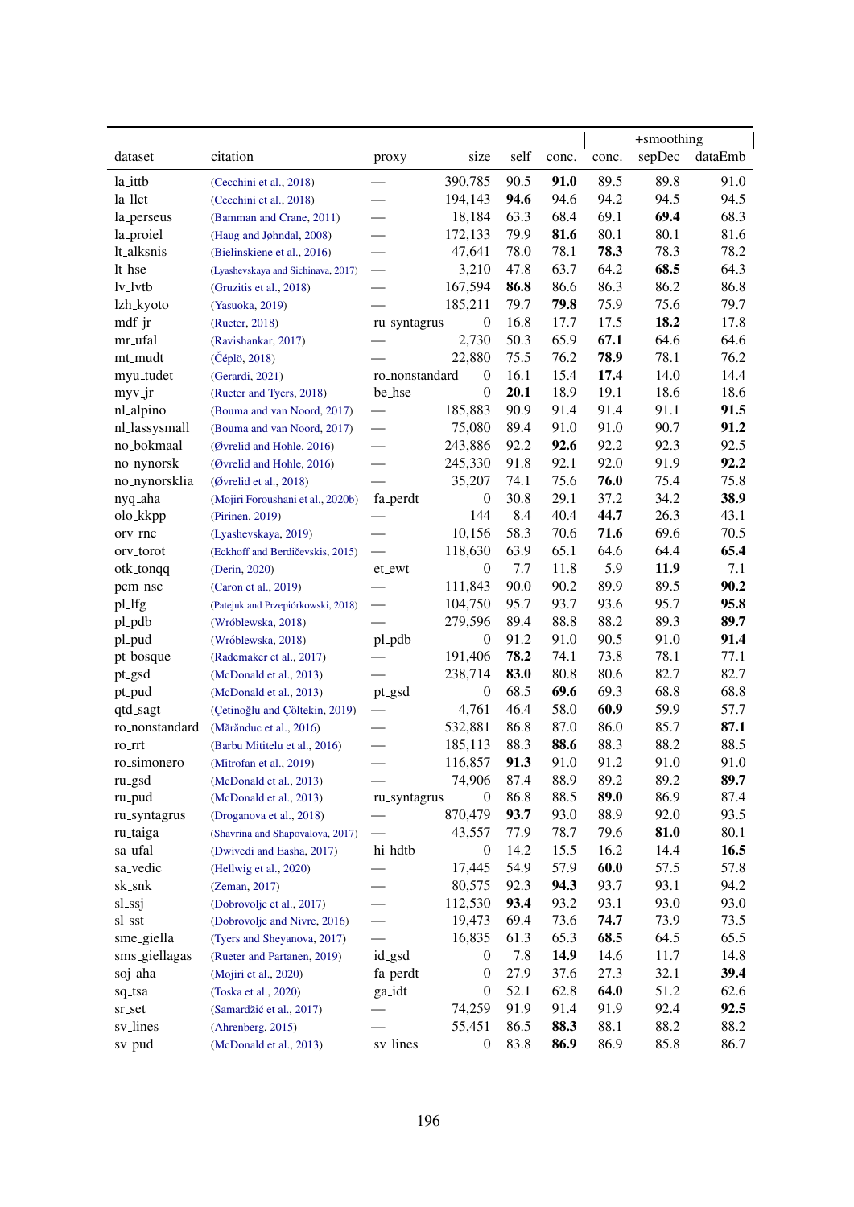| dataset | citation | proxy | size | self | conc. | conc. | +smoothing sepDec | dataEmb |
|---|---|---|---|---|---|---|---|---|
| la_ittb | (Cecchini et al., 2018) | — | 390,785 | 90.5 | **91.0** | 89.5 | 89.8 | 91.0 |
| la_llct | (Cecchini et al., 2018) | — | 194,143 | **94.6** | 94.6 | 94.2 | 94.5 | 94.5 |
| la_perseus | (Bamman and Crane, 2011) | — | 18,184 | 63.3 | 68.4 | 69.1 | **69.4** | 68.3 |
| la_proiel | (Haug and Jøhndal, 2008) | — | 172,133 | 79.9 | **81.6** | 80.1 | 80.1 | 81.6 |
| lt_alksnis | (Bielinskiene et al., 2016) | — | 47,641 | 78.0 | 78.1 | **78.3** | 78.3 | 78.2 |
| lt_hse | (Lyashevskaya and Sichinava, 2017) | — | 3,210 | 47.8 | 63.7 | 64.2 | **68.5** | 64.3 |
| lv_lvtb | (Gruzitis et al., 2018) | — | 167,594 | **86.8** | 86.6 | 86.3 | 86.2 | 86.8 |
| lzh_kyoto | (Yasuoka, 2019) | — | 185,211 | 79.7 | **79.8** | 75.9 | 75.6 | 79.7 |
| mdf_jr | (Rueter, 2018) | ru_syntagrus | 0 | 16.8 | 17.7 | 17.5 | **18.2** | 17.8 |
| mr_ufal | (Ravishankar, 2017) | — | 2,730 | 50.3 | 65.9 | **67.1** | 64.6 | 64.6 |
| mt_mudt | (Čéplö, 2018) | — | 22,880 | 75.5 | 76.2 | **78.9** | 78.1 | 76.2 |
| myu_tudet | (Gerardi, 2021) | ro_nonstandard | 0 | 16.1 | 15.4 | **17.4** | 14.0 | 14.4 |
| myv_jr | (Rueter and Tyers, 2018) | be_hse | 0 | **20.1** | 18.9 | 19.1 | 18.6 | 18.6 |
| nl_alpino | (Bouma and van Noord, 2017) | — | 185,883 | 90.9 | 91.4 | 91.4 | 91.1 | **91.5** |
| nl_lassysmall | (Bouma and van Noord, 2017) | — | 75,080 | 89.4 | 91.0 | 91.0 | 90.7 | **91.2** |
| no_bokmaal | (Øvrelid and Hohle, 2016) | — | 243,886 | 92.2 | **92.6** | 92.2 | 92.3 | 92.5 |
| no_nynorsk | (Øvrelid and Hohle, 2016) | — | 245,330 | 91.8 | 92.1 | 92.0 | 91.9 | **92.2** |
| no_nynorsklia | (Øvrelid et al., 2018) | — | 35,207 | 74.1 | 75.6 | **76.0** | 75.4 | 75.8 |
| nyq_aha | (Mojiri Foroushani et al., 2020b) | fa_perdt | 0 | 30.8 | 29.1 | 37.2 | 34.2 | **38.9** |
| olo_kkpp | (Pirinen, 2019) | — | 144 | 8.4 | 40.4 | **44.7** | 26.3 | 43.1 |
| orv_rnc | (Lyashevskaya, 2019) | — | 10,156 | 58.3 | 70.6 | **71.6** | 69.6 | 70.5 |
| orv_torot | (Eckhoff and Berdičevskis, 2015) | — | 118,630 | 63.9 | 65.1 | 64.6 | 64.4 | **65.4** |
| otk_tonqq | (Derin, 2020) | et_ewt | 0 | 7.7 | 11.8 | 5.9 | **11.9** | 7.1 |
| pcm_nsc | (Caron et al., 2019) | — | 111,843 | 90.0 | 90.2 | 89.9 | 89.5 | **90.2** |
| pl_lfg | (Patejuk and Przepiórkowski, 2018) | — | 104,750 | 95.7 | 93.7 | 93.6 | 95.7 | **95.8** |
| pl_pdb | (Wróblewska, 2018) | — | 279,596 | 89.4 | 88.8 | 88.2 | 89.3 | **89.7** |
| pl_pud | (Wróblewska, 2018) | pl_pdb | 0 | 91.2 | 91.0 | 90.5 | 91.0 | **91.4** |
| pt_bosque | (Rademaker et al., 2017) | — | 191,406 | **78.2** | 74.1 | 73.8 | 78.1 | 77.1 |
| pt_gsd | (McDonald et al., 2013) | — | 238,714 | **83.0** | 80.8 | 80.6 | 82.7 | 82.7 |
| pt_pud | (McDonald et al., 2013) | pt_gsd | 0 | 68.5 | **69.6** | 69.3 | 68.8 | 68.8 |
| qtd_sagt | (Çetinoğlu and Çöltekin, 2019) | — | 4,761 | 46.4 | 58.0 | **60.9** | 59.9 | 57.7 |
| ro_nonstandard | (Mărănduc et al., 2016) | — | 532,881 | 86.8 | 87.0 | 86.0 | 85.7 | **87.1** |
| ro_rrt | (Barbu Mititelu et al., 2016) | — | 185,113 | 88.3 | **88.6** | 88.3 | 88.2 | 88.5 |
| ro_simonero | (Mitrofan et al., 2019) | — | 116,857 | **91.3** | 91.0 | 91.2 | 91.0 | 91.0 |
| ru_gsd | (McDonald et al., 2013) | — | 74,906 | 87.4 | 88.9 | 89.2 | 89.2 | **89.7** |
| ru_pud | (McDonald et al., 2013) | ru_syntagrus | 0 | 86.8 | 88.5 | **89.0** | 86.9 | 87.4 |
| ru_syntagrus | (Droganova et al., 2018) | — | 870,479 | **93.7** | 93.0 | 88.9 | 92.0 | 93.5 |
| ru_taiga | (Shavrina and Shapovalova, 2017) | — | 43,557 | 77.9 | 78.7 | 79.6 | **81.0** | 80.1 |
| sa_ufal | (Dwivedi and Easha, 2017) | hi_hdtb | 0 | 14.2 | 15.5 | 16.2 | 14.4 | **16.5** |
| sa_vedic | (Hellwig et al., 2020) | — | 17,445 | 54.9 | 57.9 | **60.0** | 57.5 | 57.8 |
| sk_snk | (Zeman, 2017) | — | 80,575 | 92.3 | **94.3** | 93.7 | 93.1 | 94.2 |
| sl_ssj | (Dobrovoljc et al., 2017) | — | 112,530 | **93.4** | 93.2 | 93.1 | 93.0 | 93.0 |
| sl_sst | (Dobrovoljc and Nivre, 2016) | — | 19,473 | 69.4 | 73.6 | **74.7** | 73.9 | 73.5 |
| sme_giella | (Tyers and Sheyanova, 2017) | — | 16,835 | 61.3 | 65.3 | **68.5** | 64.5 | 65.5 |
| sms_giellagas | (Rueter and Partanen, 2019) | id_gsd | 0 | 7.8 | **14.9** | 14.6 | 11.7 | 14.8 |
| soj_aha | (Mojiri et al., 2020) | fa_perdt | 0 | 27.9 | 37.6 | 27.3 | 32.1 | **39.4** |
| sq_tsa | (Toska et al., 2020) | ga_idt | 0 | 52.1 | 62.8 | **64.0** | 51.2 | 62.6 |
| sr_set | (Samardžić et al., 2017) | — | 74,259 | 91.9 | 91.4 | 91.9 | 92.4 | **92.5** |
| sv_lines | (Ahrenberg, 2015) | — | 55,451 | 86.5 | **88.3** | 88.1 | 88.2 | 88.2 |
| sv_pud | (McDonald et al., 2013) | sv_lines | 0 | 83.8 | **86.9** | 86.9 | 85.8 | 86.7 |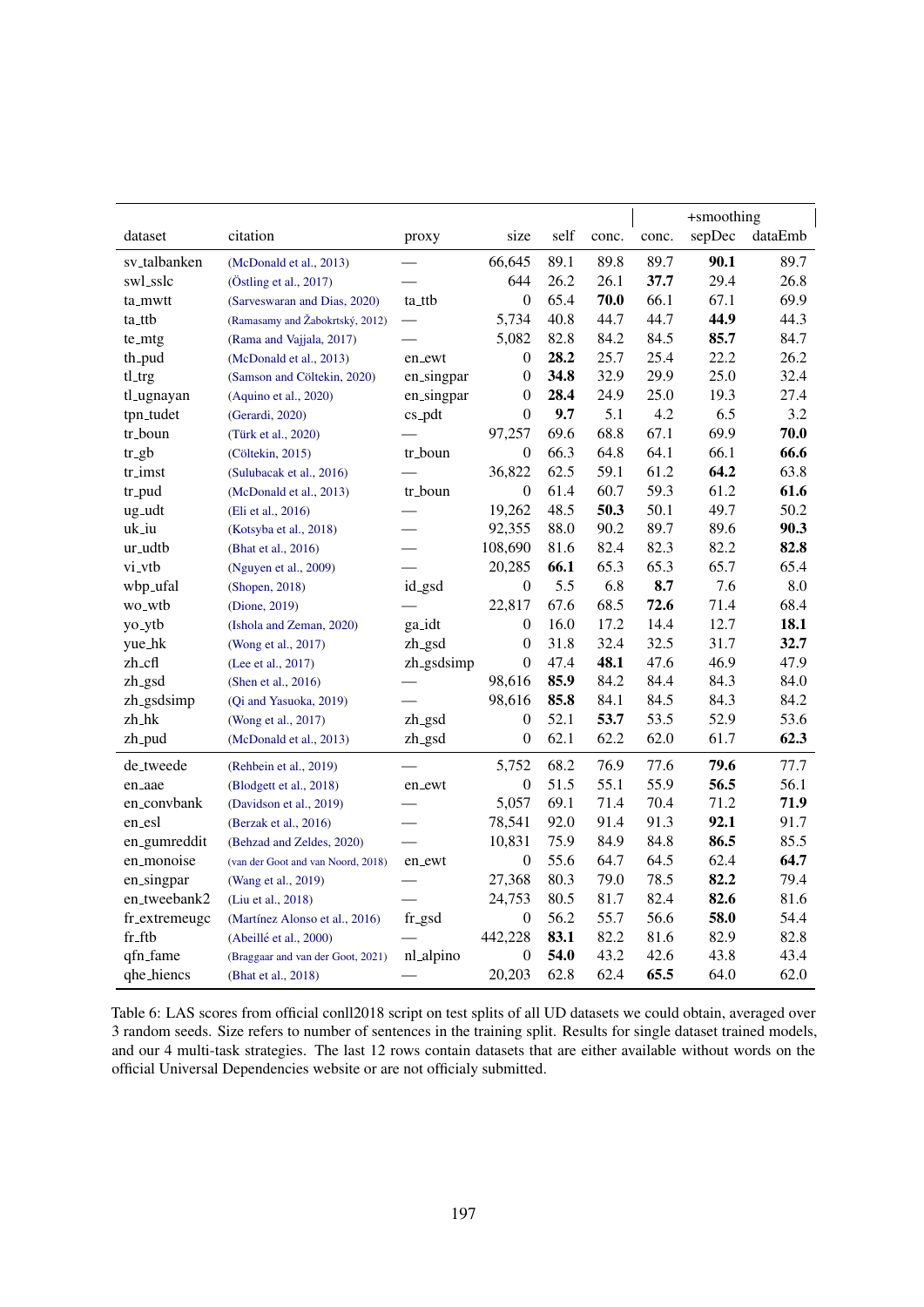| dataset | citation | proxy | size | self | conc. | +smoothing conc. | sepDec | dataEmb |
|---|---|---|---|---|---|---|---|---|
| sv_talbanken | (McDonald et al., 2013) | — | 66,645 | 89.1 | 89.8 | 89.7 | **90.1** | 89.7 |
| swl_sslc | (Östling et al., 2017) | — | 644 | 26.2 | 26.1 | **37.7** | 29.4 | 26.8 |
| ta_mwtt | (Sarveswaran and Dias, 2020) | ta_ttb | 0 | 65.4 | **70.0** | 66.1 | 67.1 | 69.9 |
| ta_ttb | (Ramasamy and Žabokrtský, 2012) | — | 5,734 | 40.8 | 44.7 | 44.7 | **44.9** | 44.3 |
| te_mtg | (Rama and Vajjala, 2017) | — | 5,082 | 82.8 | 84.2 | 84.5 | **85.7** | 84.7 |
| th_pud | (McDonald et al., 2013) | en_ewt | 0 | **28.2** | 25.7 | 25.4 | 22.2 | 26.2 |
| tl_trg | (Samson and Cöltekin, 2020) | en_singpar | 0 | **34.8** | 32.9 | 29.9 | 25.0 | 32.4 |
| tl_ugnayan | (Aquino et al., 2020) | en_singpar | 0 | **28.4** | 24.9 | 25.0 | 19.3 | 27.4 |
| tpn_tudet | (Gerardi, 2020) | cs_pdt | 0 | **9.7** | 5.1 | 4.2 | 6.5 | 3.2 |
| tr_boun | (Türk et al., 2020) | — | 97,257 | 69.6 | 68.8 | 67.1 | 69.9 | **70.0** |
| tr_gb | (Cöltekin, 2015) | tr_boun | 0 | 66.3 | 64.8 | 64.1 | 66.1 | **66.6** |
| tr_imst | (Sulubacak et al., 2016) | — | 36,822 | 62.5 | 59.1 | 61.2 | **64.2** | 63.8 |
| tr_pud | (McDonald et al., 2013) | tr_boun | 0 | 61.4 | 60.7 | 59.3 | 61.2 | **61.6** |
| ug_udt | (Eli et al., 2016) | — | 19,262 | 48.5 | **50.3** | 50.1 | 49.7 | 50.2 |
| uk_iu | (Kotsyba et al., 2018) | — | 92,355 | 88.0 | 90.2 | 89.7 | 89.6 | **90.3** |
| ur_udtb | (Bhat et al., 2016) | — | 108,690 | 81.6 | 82.4 | 82.3 | 82.2 | **82.8** |
| vi_vtb | (Nguyen et al., 2009) | — | 20,285 | **66.1** | 65.3 | 65.3 | 65.7 | 65.4 |
| wbp_ufal | (Shopen, 2018) | id_gsd | 0 | 5.5 | 6.8 | **8.7** | 7.6 | 8.0 |
| wo_wtb | (Dione, 2019) | — | 22,817 | 67.6 | 68.5 | **72.6** | 71.4 | 68.4 |
| yo_ytb | (Ishola and Zeman, 2020) | ga_idt | 0 | 16.0 | 17.2 | 14.4 | 12.7 | **18.1** |
| yue_hk | (Wong et al., 2017) | zh_gsd | 0 | 31.8 | 32.4 | 32.5 | 31.7 | **32.7** |
| zh_cfl | (Lee et al., 2017) | zh_gsdsimp | 0 | 47.4 | **48.1** | 47.6 | 46.9 | 47.9 |
| zh_gsd | (Shen et al., 2016) | — | 98,616 | **85.9** | 84.2 | 84.4 | 84.3 | 84.0 |
| zh_gsdsimp | (Qi and Yasuoka, 2019) | — | 98,616 | **85.8** | 84.1 | 84.5 | 84.3 | 84.2 |
| zh_hk | (Wong et al., 2017) | zh_gsd | 0 | 52.1 | **53.7** | 53.5 | 52.9 | 53.6 |
| zh_pud | (McDonald et al., 2013) | zh_gsd | 0 | 62.1 | 62.2 | 62.0 | 61.7 | **62.3** |
| de_tweede | (Rehbein et al., 2019) | — | 5,752 | 68.2 | 76.9 | 77.6 | **79.6** | 77.7 |
| en_aae | (Blodgett et al., 2018) | en_ewt | 0 | 51.5 | 55.1 | 55.9 | **56.5** | 56.1 |
| en_convbank | (Davidson et al., 2019) | — | 5,057 | 69.1 | 71.4 | 70.4 | 71.2 | **71.9** |
| en_esl | (Berzak et al., 2016) | — | 78,541 | 92.0 | 91.4 | 91.3 | **92.1** | 91.7 |
| en_gumreddit | (Behzad and Zeldes, 2020) | — | 10,831 | 75.9 | 84.9 | 84.8 | **86.5** | 85.5 |
| en_monoise | (van der Goot and van Noord, 2018) | en_ewt | 0 | 55.6 | 64.7 | 64.5 | 62.4 | **64.7** |
| en_singpar | (Wang et al., 2019) | — | 27,368 | 80.3 | 79.0 | 78.5 | **82.2** | 79.4 |
| en_tweebank2 | (Liu et al., 2018) | — | 24,753 | 80.5 | 81.7 | 82.4 | **82.6** | 81.6 |
| fr_extremeugc | (Martínez Alonso et al., 2016) | fr_gsd | 0 | 56.2 | 55.7 | 56.6 | **58.0** | 54.4 |
| fr_ftb | (Abeillé et al., 2000) | — | 442,228 | **83.1** | 82.2 | 81.6 | 82.9 | 82.8 |
| qfn_fame | (Braggaar and van der Goot, 2021) | nl_alpino | 0 | **54.0** | 43.2 | 42.6 | 43.8 | 43.4 |
| qhe_hiencs | (Bhat et al., 2018) | — | 20,203 | 62.8 | 62.4 | **65.5** | 64.0 | 62.0 |

Table 6: LAS scores from official conll2018 script on test splits of all UD datasets we could obtain, averaged over 3 random seeds. Size refers to number of sentences in the training split. Results for single dataset trained models, and our 4 multi-task strategies. The last 12 rows contain datasets that are either available without words on the official Universal Dependencies website or are not officialy submitted.